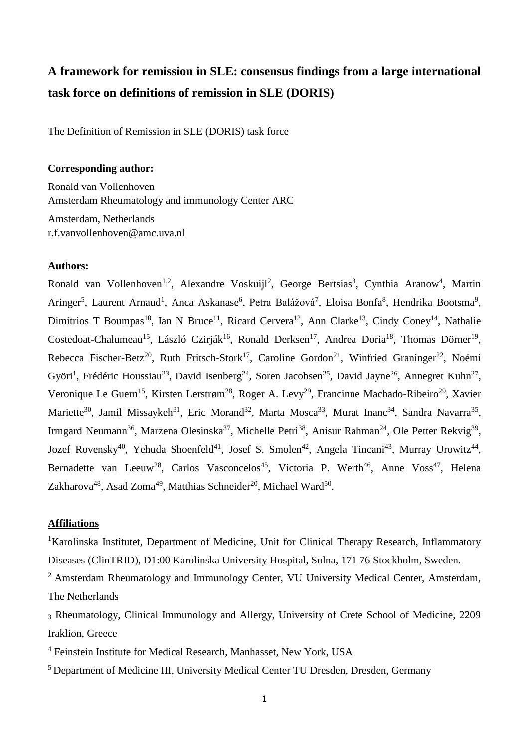# A framework for remission in SLE: consensus findings from a large international task force on definitions of remission in SLE (DORIS)

The Definition of Remission in SLE (DORIS) task force

**Corresponding author:**

Ronald van Vollenhoven
Amsterdam Rheumatology and immunology Center ARC

Amsterdam, Netherlands
r.f.vanvollenhoven@amc.uva.nl

**Authors:**

Ronald van Vollenhoven[1,2], Alexandre Voskuijl[2], George Bertsias[3], Cynthia Aranow[4], Martin Aringer[5], Laurent Arnaud[1], Anca Askanase[6], Petra Balážová[7], Eloisa Bonfa[8], Hendrika Bootsma[9], Dimitrios T Boumpas[10], Ian N Bruce[11], Ricard Cervera[12], Ann Clarke[13], Cindy Coney[14], Nathalie Costedoat-Chalumeau[15], László Czirják[16], Ronald Derksen[17], Andrea Doria[18], Thomas Dörner[19], Rebecca Fischer-Betz[20], Ruth Fritsch-Stork[17], Caroline Gordon[21], Winfried Graninger[22], Noémi Györi[1], Frédéric Houssiau[23], David Isenberg[24], Soren Jacobsen[25], David Jayne[26], Annegret Kuhn[27], Veronique Le Guern[15], Kirsten Lerstrøm[28], Roger A. Levy[29], Francinne Machado-Ribeiro[29], Xavier Mariette[30], Jamil Missaykeh[31], Eric Morand[32], Marta Mosca[33], Murat Inanc[34], Sandra Navarra[35], Irmgard Neumann[36], Marzena Olesinska[37], Michelle Petri[38], Anisur Rahman[24], Ole Petter Rekvig[39], Jozef Rovensky[40], Yehuda Shoenfeld[41], Josef S. Smolen[42], Angela Tincani[43], Murray Urowitz[44], Bernadette van Leeuw[28], Carlos Vasconcelos[45], Victoria P. Werth[46], Anne Voss[47], Helena Zakharova[48], Asad Zoma[49], Matthias Schneider[20], Michael Ward[50].

## Affiliations

[1]Karolinska Institutet, Department of Medicine, Unit for Clinical Therapy Research, Inflammatory Diseases (ClinTRID), D1:00 Karolinska University Hospital, Solna, 171 76 Stockholm, Sweden.

[2] Amsterdam Rheumatology and Immunology Center, VU University Medical Center, Amsterdam, The Netherlands

[3] Rheumatology, Clinical Immunology and Allergy, University of Crete School of Medicine, 2209 Iraklion, Greece

[4] Feinstein Institute for Medical Research, Manhasset, New York, USA

[5] Department of Medicine III, University Medical Center TU Dresden, Dresden, Germany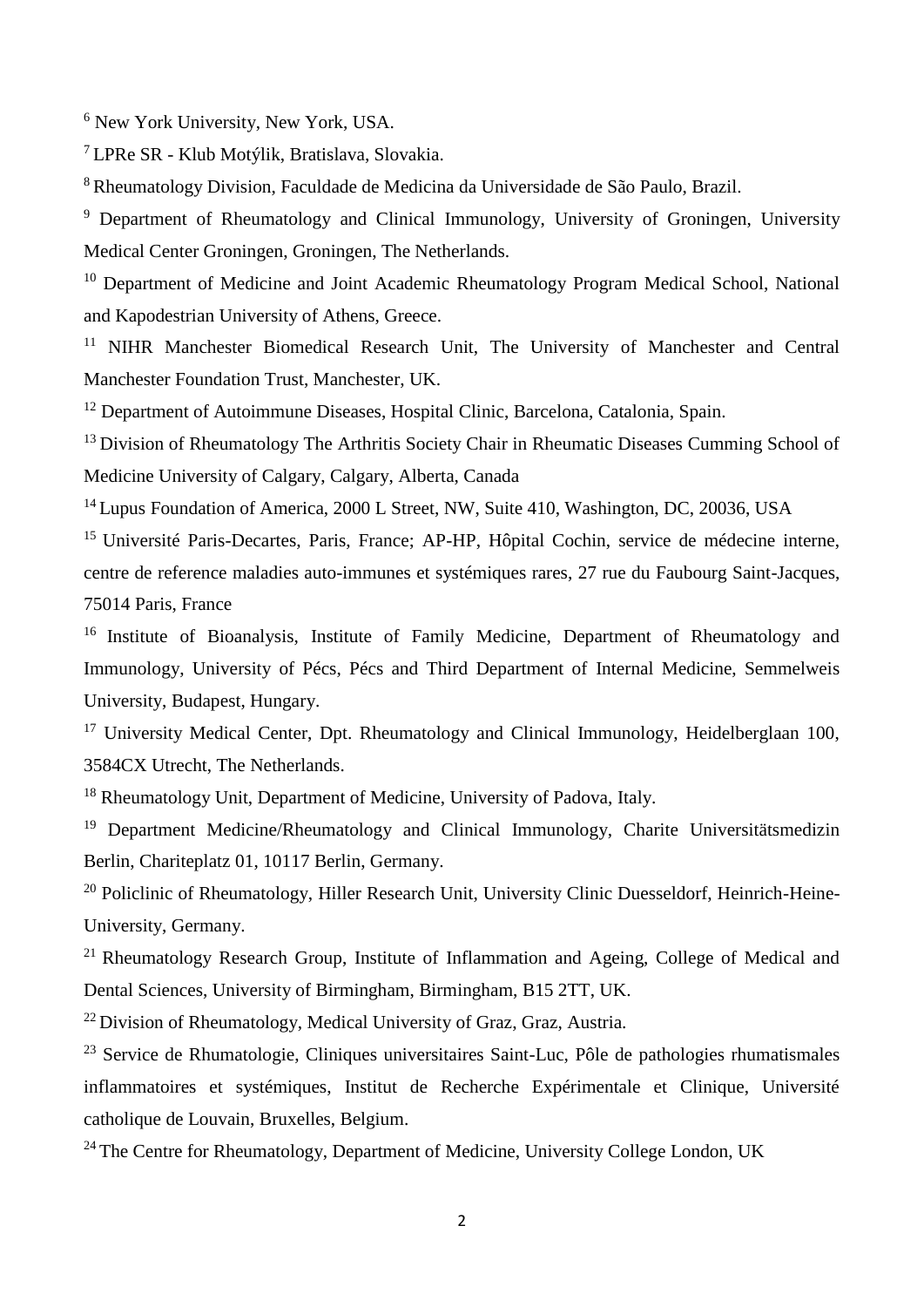[6] New York University, New York, USA.

[7] LPRe SR - Klub Motýlik, Bratislava, Slovakia.

[8] Rheumatology Division, Faculdade de Medicina da Universidade de São Paulo, Brazil.

[9] Department of Rheumatology and Clinical Immunology, University of Groningen, University Medical Center Groningen, Groningen, The Netherlands.

[10] Department of Medicine and Joint Academic Rheumatology Program Medical School, National and Kapodestrian University of Athens, Greece.

[11] NIHR Manchester Biomedical Research Unit, The University of Manchester and Central Manchester Foundation Trust, Manchester, UK.

[12] Department of Autoimmune Diseases, Hospital Clinic, Barcelona, Catalonia, Spain.

[13] Division of Rheumatology The Arthritis Society Chair in Rheumatic Diseases Cumming School of Medicine University of Calgary, Calgary, Alberta, Canada

[14] Lupus Foundation of America, 2000 L Street, NW, Suite 410, Washington, DC, 20036, USA

[15] Université Paris-Decartes, Paris, France; AP-HP, Hôpital Cochin, service de médecine interne, centre de reference maladies auto-immunes et systémiques rares, 27 rue du Faubourg Saint-Jacques, 75014 Paris, France

[16] Institute of Bioanalysis, Institute of Family Medicine, Department of Rheumatology and Immunology, University of Pécs, Pécs and Third Department of Internal Medicine, Semmelweis University, Budapest, Hungary.

[17] University Medical Center, Dpt. Rheumatology and Clinical Immunology, Heidelberglaan 100, 3584CX Utrecht, The Netherlands.

[18] Rheumatology Unit, Department of Medicine, University of Padova, Italy.

[19] Department Medicine/Rheumatology and Clinical Immunology, Charite Universitätsmedizin Berlin, Chariteplatz 01, 10117 Berlin, Germany.

[20] Policlinic of Rheumatology, Hiller Research Unit, University Clinic Duesseldorf, Heinrich-Heine-University, Germany.

[21] Rheumatology Research Group, Institute of Inflammation and Ageing, College of Medical and Dental Sciences, University of Birmingham, Birmingham, B15 2TT, UK.

[22] Division of Rheumatology, Medical University of Graz, Graz, Austria.

[23] Service de Rhumatologie, Cliniques universitaires Saint-Luc, Pôle de pathologies rhumatismales inflammatoires et systémiques, Institut de Recherche Expérimentale et Clinique, Université catholique de Louvain, Bruxelles, Belgium.

[24] The Centre for Rheumatology, Department of Medicine, University College London, UK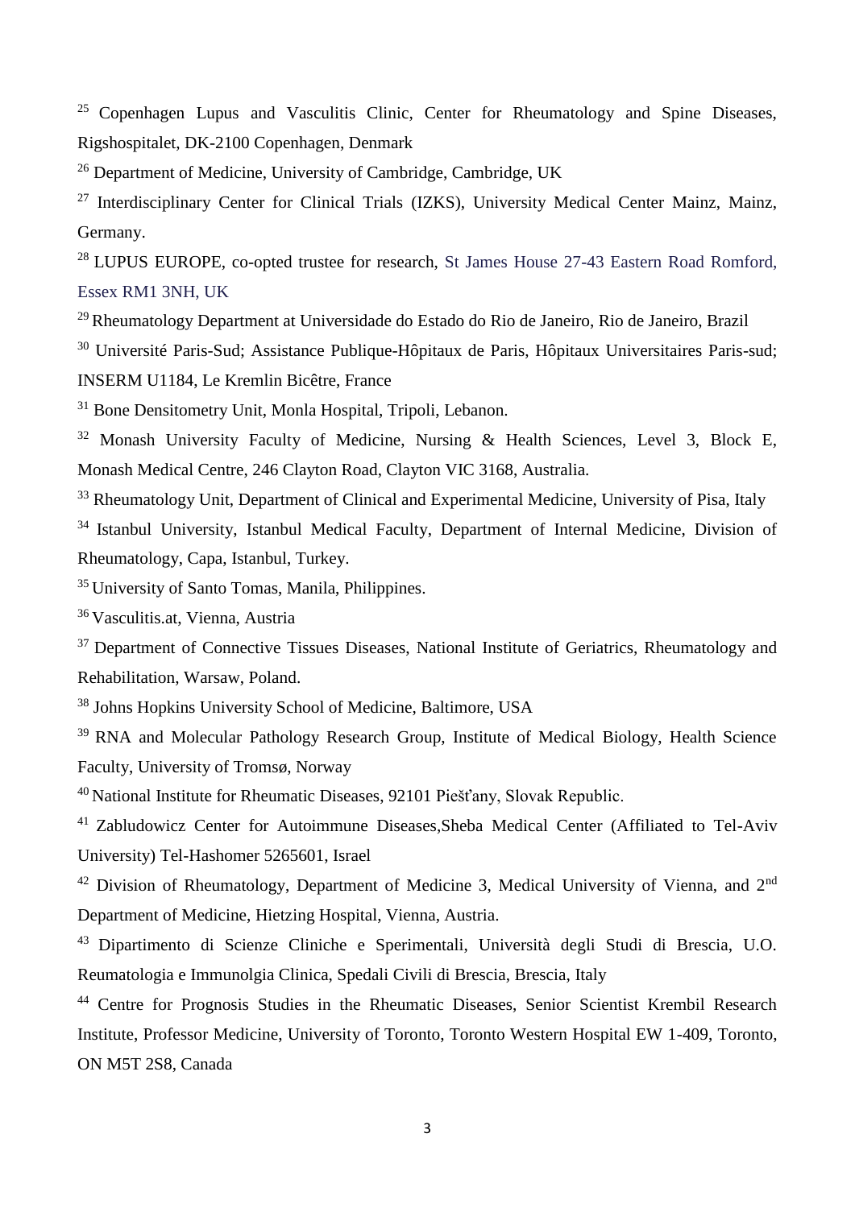[25] Copenhagen Lupus and Vasculitis Clinic, Center for Rheumatology and Spine Diseases, Rigshospitalet, DK-2100 Copenhagen, Denmark

[26] Department of Medicine, University of Cambridge, Cambridge, UK

[27] Interdisciplinary Center for Clinical Trials (IZKS), University Medical Center Mainz, Mainz, Germany.

[28] LUPUS EUROPE, co-opted trustee for research, St James House 27-43 Eastern Road Romford, Essex RM1 3NH, UK

[29] Rheumatology Department at Universidade do Estado do Rio de Janeiro, Rio de Janeiro, Brazil

[30] Université Paris-Sud; Assistance Publique-Hôpitaux de Paris, Hôpitaux Universitaires Paris-sud; INSERM U1184, Le Kremlin Bicêtre, France

[31] Bone Densitometry Unit, Monla Hospital, Tripoli, Lebanon.

[32] Monash University Faculty of Medicine, Nursing & Health Sciences, Level 3, Block E, Monash Medical Centre, 246 Clayton Road, Clayton VIC 3168, Australia.

[33] Rheumatology Unit, Department of Clinical and Experimental Medicine, University of Pisa, Italy

[34] Istanbul University, Istanbul Medical Faculty, Department of Internal Medicine, Division of Rheumatology, Capa, Istanbul, Turkey.

[35] University of Santo Tomas, Manila, Philippines.

[36] Vasculitis.at, Vienna, Austria

[37] Department of Connective Tissues Diseases, National Institute of Geriatrics, Rheumatology and Rehabilitation, Warsaw, Poland.

[38] Johns Hopkins University School of Medicine, Baltimore, USA

[39] RNA and Molecular Pathology Research Group, Institute of Medical Biology, Health Science Faculty, University of Tromsø, Norway

[40] National Institute for Rheumatic Diseases, 92101 Piešťany, Slovak Republic.

[41] Zabludowicz Center for Autoimmune Diseases,Sheba Medical Center (Affiliated to Tel-Aviv University) Tel-Hashomer 5265601, Israel

[42] Division of Rheumatology, Department of Medicine 3, Medical University of Vienna, and 2nd Department of Medicine, Hietzing Hospital, Vienna, Austria.

[43] Dipartimento di Scienze Cliniche e Sperimentali, Università degli Studi di Brescia, U.O. Reumatologia e Immunolgia Clinica, Spedali Civili di Brescia, Brescia, Italy

[44] Centre for Prognosis Studies in the Rheumatic Diseases, Senior Scientist Krembil Research Institute, Professor Medicine, University of Toronto, Toronto Western Hospital EW 1-409, Toronto, ON M5T 2S8, Canada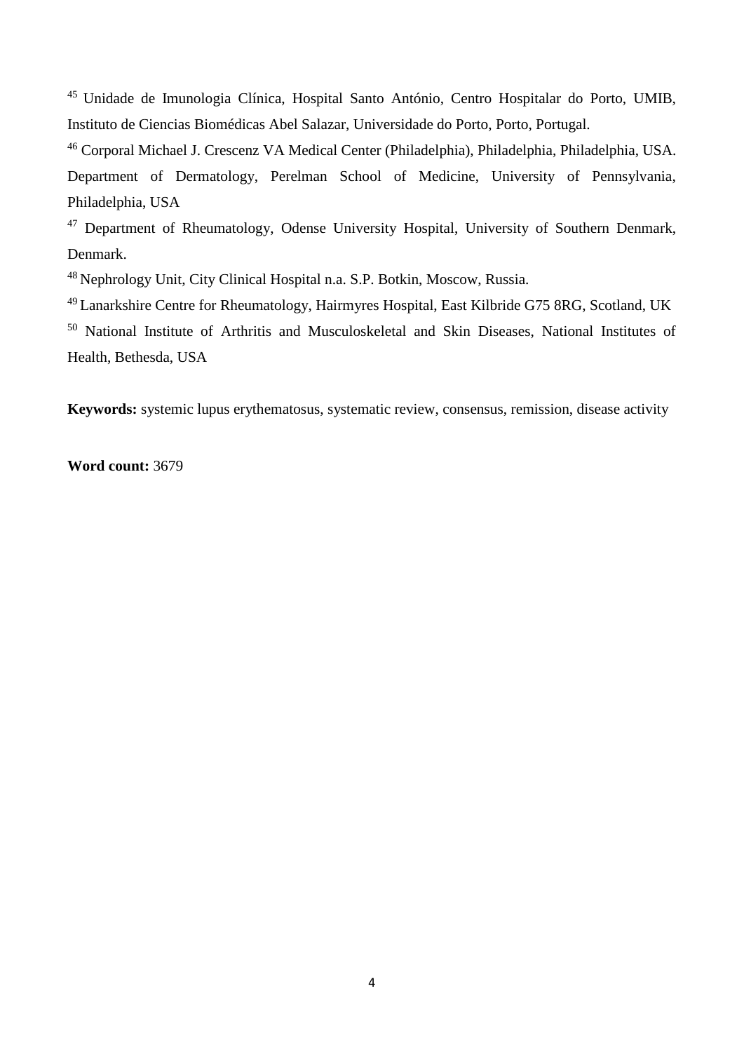[45] Unidade de Imunologia Clínica, Hospital Santo António, Centro Hospitalar do Porto, UMIB, Instituto de Ciencias Biomédicas Abel Salazar, Universidade do Porto, Porto, Portugal.

[46] Corporal Michael J. Crescenz VA Medical Center (Philadelphia), Philadelphia, Philadelphia, USA. Department of Dermatology, Perelman School of Medicine, University of Pennsylvania, Philadelphia, USA

[47] Department of Rheumatology, Odense University Hospital, University of Southern Denmark, Denmark.

[48] Nephrology Unit, City Clinical Hospital n.a. S.P. Botkin, Moscow, Russia.

[49] Lanarkshire Centre for Rheumatology, Hairmyres Hospital, East Kilbride G75 8RG, Scotland, UK

[50] National Institute of Arthritis and Musculoskeletal and Skin Diseases, National Institutes of Health, Bethesda, USA

**Keywords:** systemic lupus erythematosus, systematic review, consensus, remission, disease activity

**Word count:** 3679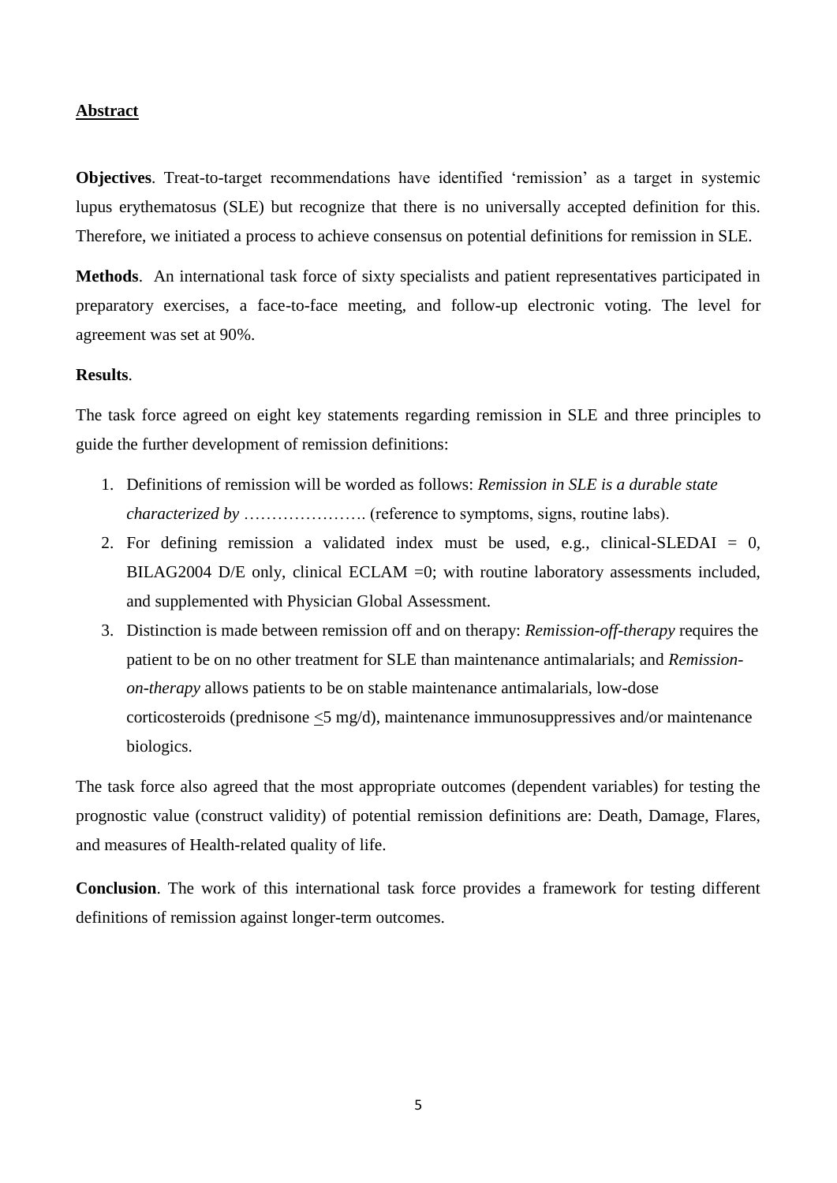## Abstract

**Objectives**. Treat-to-target recommendations have identified 'remission' as a target in systemic lupus erythematosus (SLE) but recognize that there is no universally accepted definition for this. Therefore, we initiated a process to achieve consensus on potential definitions for remission in SLE.

**Methods**. An international task force of sixty specialists and patient representatives participated in preparatory exercises, a face-to-face meeting, and follow-up electronic voting. The level for agreement was set at 90%.

**Results**.

The task force agreed on eight key statements regarding remission in SLE and three principles to guide the further development of remission definitions:

1. Definitions of remission will be worded as follows: *Remission in SLE is a durable state characterized by* …………………. (reference to symptoms, signs, routine labs).
2. For defining remission a validated index must be used, e.g., clinical-SLEDAI = 0, BILAG2004 D/E only, clinical ECLAM =0; with routine laboratory assessments included, and supplemented with Physician Global Assessment.
3. Distinction is made between remission off and on therapy: *Remission-off-therapy* requires the patient to be on no other treatment for SLE than maintenance antimalarials; and *Remission-on-therapy* allows patients to be on stable maintenance antimalarials, low-dose corticosteroids (prednisone $\leq$5 mg/d), maintenance immunosuppressives and/or maintenance biologics.

The task force also agreed that the most appropriate outcomes (dependent variables) for testing the prognostic value (construct validity) of potential remission definitions are: Death, Damage, Flares, and measures of Health-related quality of life.

**Conclusion**. The work of this international task force provides a framework for testing different definitions of remission against longer-term outcomes.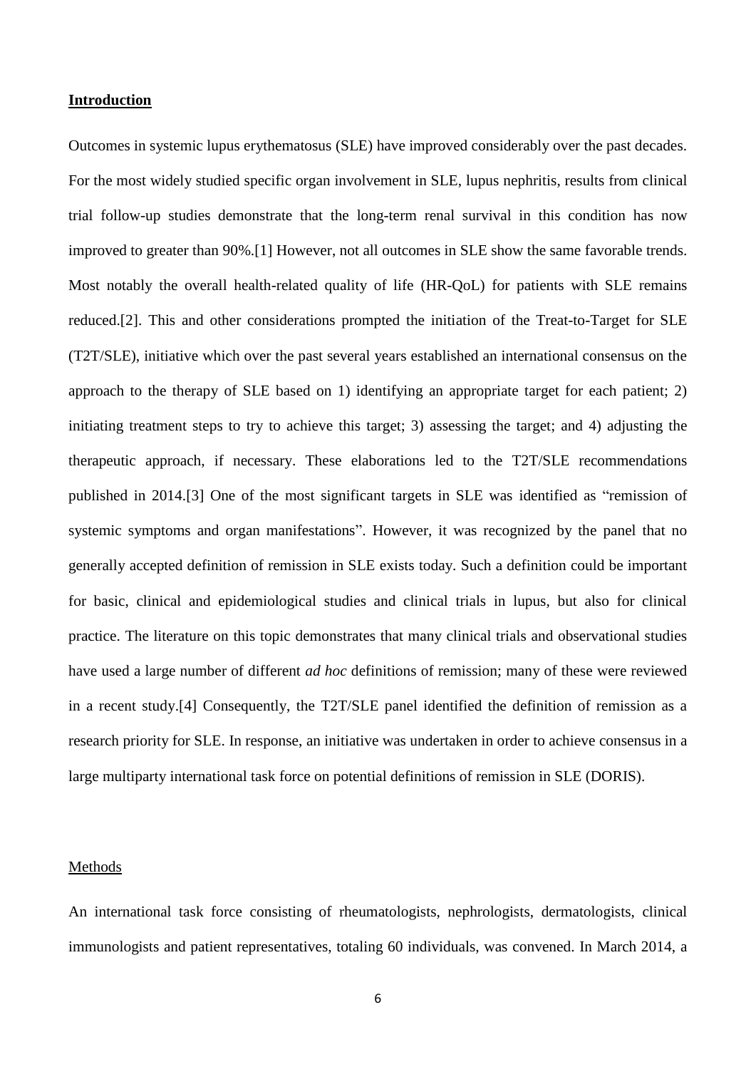## **Introduction**

Outcomes in systemic lupus erythematosus (SLE) have improved considerably over the past decades. For the most widely studied specific organ involvement in SLE, lupus nephritis, results from clinical trial follow-up studies demonstrate that the long-term renal survival in this condition has now improved to greater than 90%.[1] However, not all outcomes in SLE show the same favorable trends. Most notably the overall health-related quality of life (HR-QoL) for patients with SLE remains reduced.[2]. This and other considerations prompted the initiation of the Treat-to-Target for SLE (T2T/SLE), initiative which over the past several years established an international consensus on the approach to the therapy of SLE based on 1) identifying an appropriate target for each patient; 2) initiating treatment steps to try to achieve this target; 3) assessing the target; and 4) adjusting the therapeutic approach, if necessary. These elaborations led to the T2T/SLE recommendations published in 2014.[3] One of the most significant targets in SLE was identified as "remission of systemic symptoms and organ manifestations". However, it was recognized by the panel that no generally accepted definition of remission in SLE exists today. Such a definition could be important for basic, clinical and epidemiological studies and clinical trials in lupus, but also for clinical practice. The literature on this topic demonstrates that many clinical trials and observational studies have used a large number of different *ad hoc* definitions of remission; many of these were reviewed in a recent study.[4] Consequently, the T2T/SLE panel identified the definition of remission as a research priority for SLE. In response, an initiative was undertaken in order to achieve consensus in a large multiparty international task force on potential definitions of remission in SLE (DORIS).

## Methods

An international task force consisting of rheumatologists, nephrologists, dermatologists, clinical immunologists and patient representatives, totaling 60 individuals, was convened. In March 2014, a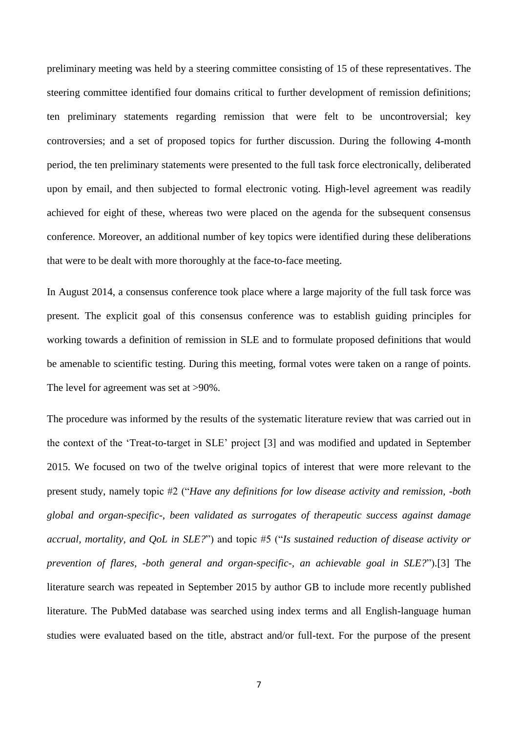preliminary meeting was held by a steering committee consisting of 15 of these representatives. The steering committee identified four domains critical to further development of remission definitions; ten preliminary statements regarding remission that were felt to be uncontroversial; key controversies; and a set of proposed topics for further discussion. During the following 4-month period, the ten preliminary statements were presented to the full task force electronically, deliberated upon by email, and then subjected to formal electronic voting. High-level agreement was readily achieved for eight of these, whereas two were placed on the agenda for the subsequent consensus conference. Moreover, an additional number of key topics were identified during these deliberations that were to be dealt with more thoroughly at the face-to-face meeting.

In August 2014, a consensus conference took place where a large majority of the full task force was present. The explicit goal of this consensus conference was to establish guiding principles for working towards a definition of remission in SLE and to formulate proposed definitions that would be amenable to scientific testing. During this meeting, formal votes were taken on a range of points. The level for agreement was set at >90%.

The procedure was informed by the results of the systematic literature review that was carried out in the context of the 'Treat-to-target in SLE' project [3] and was modified and updated in September 2015. We focused on two of the twelve original topics of interest that were more relevant to the present study, namely topic #2 ("*Have any definitions for low disease activity and remission, -both global and organ-specific-, been validated as surrogates of therapeutic success against damage accrual, mortality, and QoL in SLE?*") and topic #5 ("*Is sustained reduction of disease activity or prevention of flares, -both general and organ-specific-, an achievable goal in SLE?*").[3] The literature search was repeated in September 2015 by author GB to include more recently published literature. The PubMed database was searched using index terms and all English-language human studies were evaluated based on the title, abstract and/or full-text. For the purpose of the present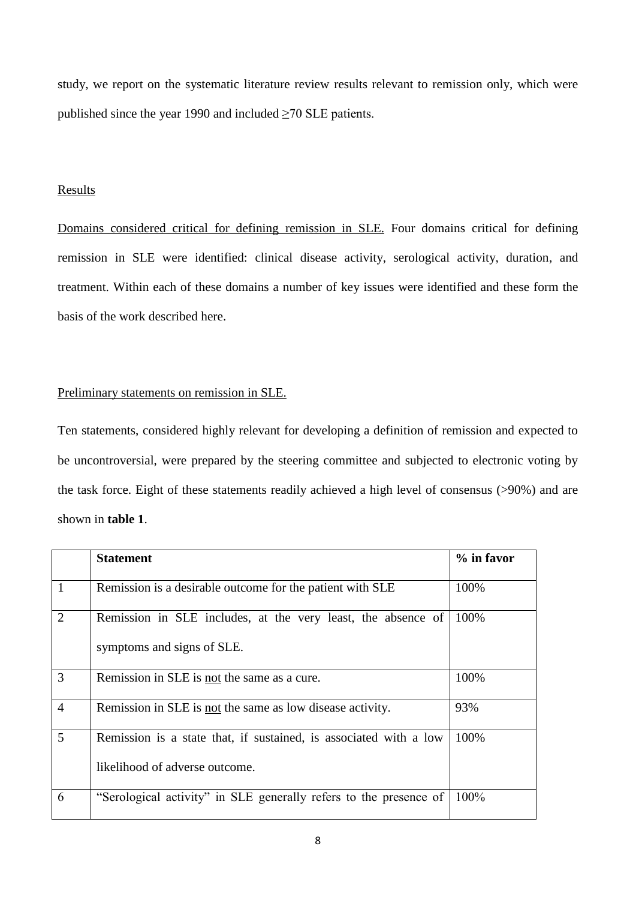study, we report on the systematic literature review results relevant to remission only, which were published since the year 1990 and included ≥70 SLE patients.

## Results

Domains considered critical for defining remission in SLE. Four domains critical for defining remission in SLE were identified: clinical disease activity, serological activity, duration, and treatment. Within each of these domains a number of key issues were identified and these form the basis of the work described here.

### Preliminary statements on remission in SLE.

Ten statements, considered highly relevant for developing a definition of remission and expected to be uncontroversial, were prepared by the steering committee and subjected to electronic voting by the task force. Eight of these statements readily achieved a high level of consensus (>90%) and are shown in **table 1**.

| | **Statement** | **% in favor** |
|---|---|---|
| 1 | Remission is a desirable outcome for the patient with SLE | 100% |
| 2 | Remission in SLE includes, at the very least, the absence of symptoms and signs of SLE. | 100% |
| 3 | Remission in SLE is not the same as a cure. | 100% |
| 4 | Remission in SLE is not the same as low disease activity. | 93% |
| 5 | Remission is a state that, if sustained, is associated with a low likelihood of adverse outcome. | 100% |
| 6 | "Serological activity" in SLE generally refers to the presence of | 100% |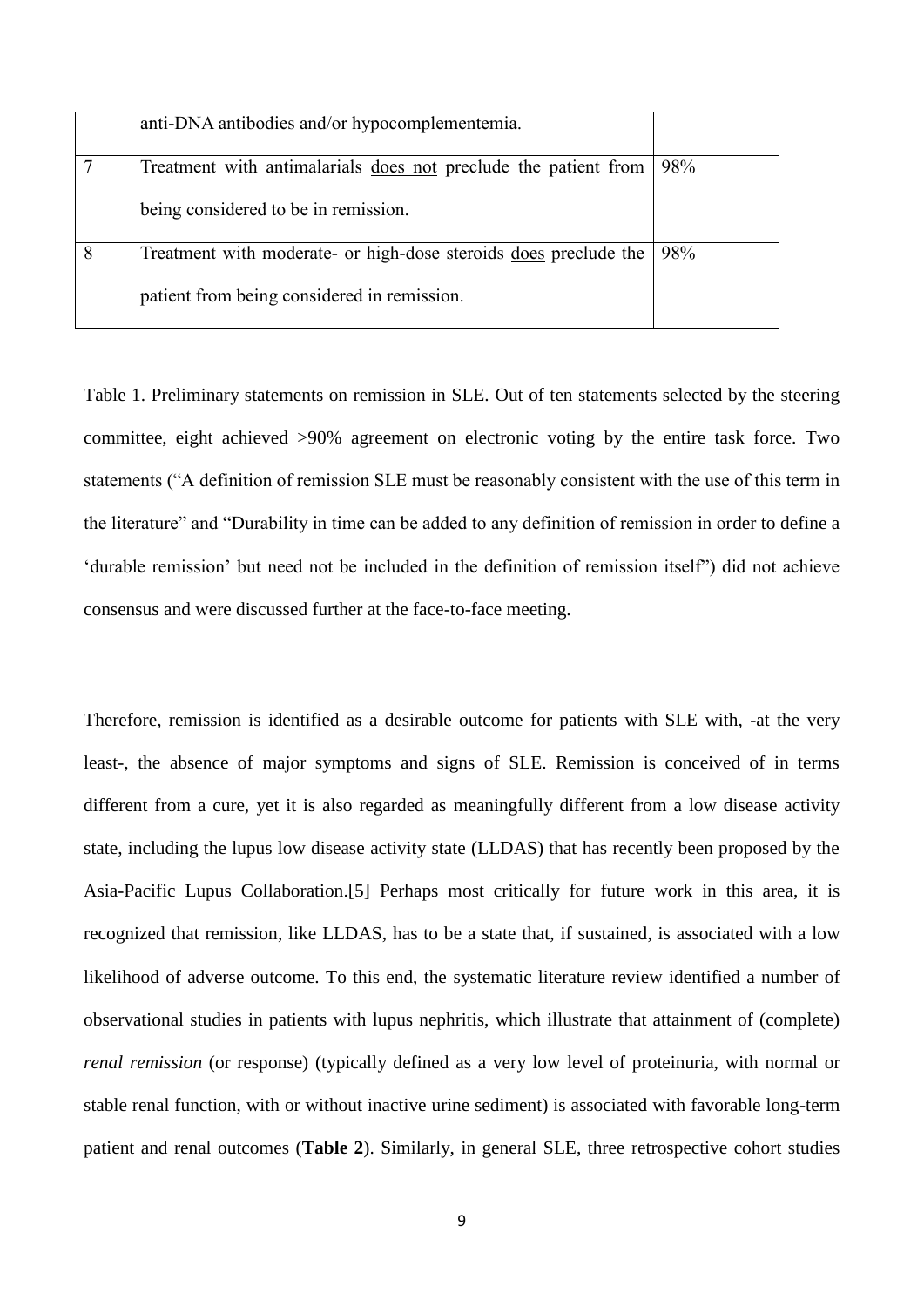| | | |
|---|---|---|
| | anti-DNA antibodies and/or hypocomplemententemia. | |
| 7 | Treatment with antimalarials does not preclude the patient from being considered to be in remission. | 98% |
| 8 | Treatment with moderate- or high-dose steroids does preclude the patient from being considered in remission. | 98% |

Table 1. Preliminary statements on remission in SLE. Out of ten statements selected by the steering committee, eight achieved >90% agreement on electronic voting by the entire task force. Two statements ("A definition of remission SLE must be reasonably consistent with the use of this term in the literature" and "Durability in time can be added to any definition of remission in order to define a 'durable remission' but need not be included in the definition of remission itself") did not achieve consensus and were discussed further at the face-to-face meeting.

Therefore, remission is identified as a desirable outcome for patients with SLE with, -at the very least-, the absence of major symptoms and signs of SLE. Remission is conceived of in terms different from a cure, yet it is also regarded as meaningfully different from a low disease activity state, including the lupus low disease activity state (LLDAS) that has recently been proposed by the Asia-Pacific Lupus Collaboration.[5] Perhaps most critically for future work in this area, it is recognized that remission, like LLDAS, has to be a state that, if sustained, is associated with a low likelihood of adverse outcome. To this end, the systematic literature review identified a number of observational studies in patients with lupus nephritis, which illustrate that attainment of (complete) *renal remission* (or response) (typically defined as a very low level of proteinuria, with normal or stable renal function, with or without inactive urine sediment) is associated with favorable long-term patient and renal outcomes (**Table 2**). Similarly, in general SLE, three retrospective cohort studies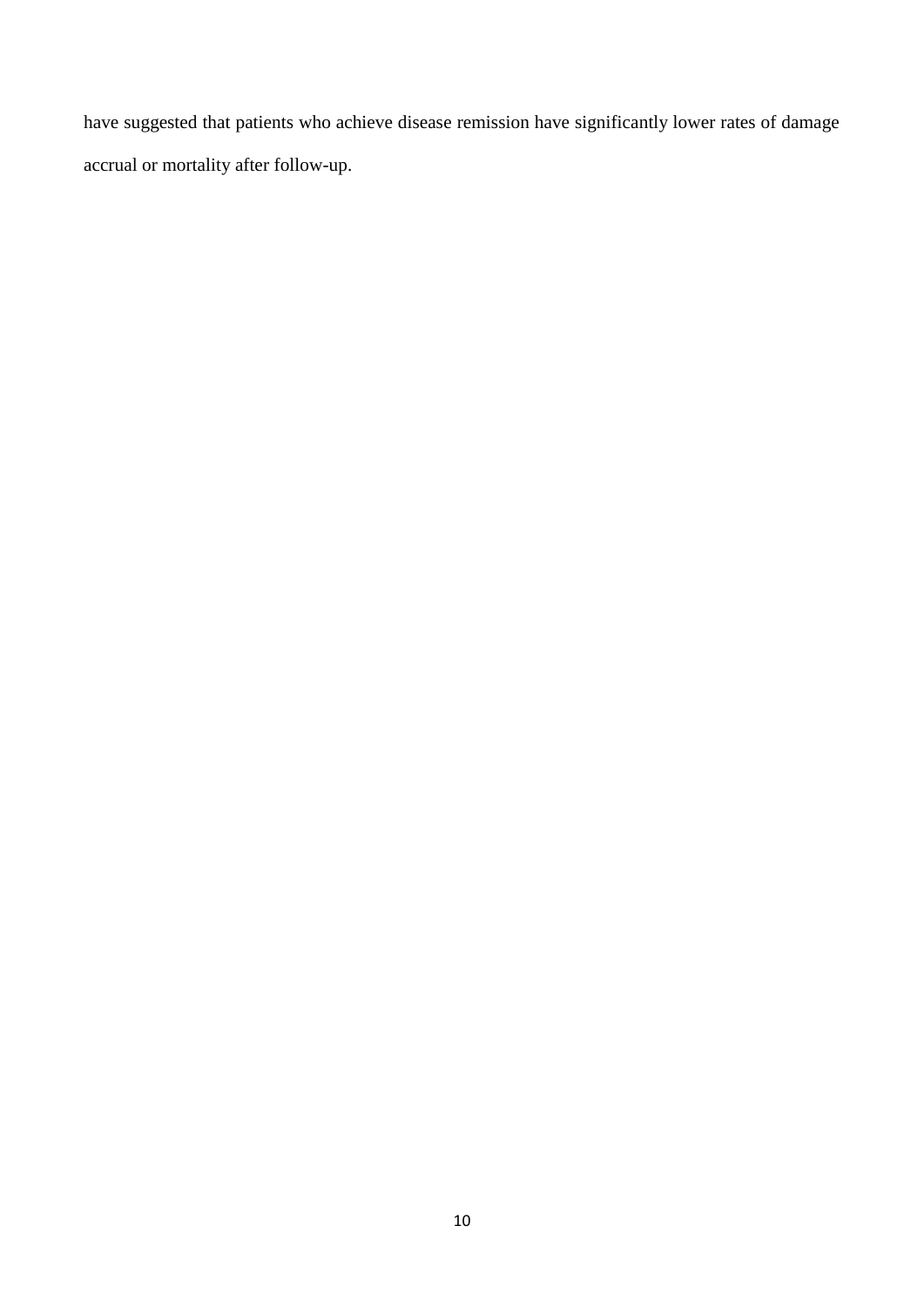have suggested that patients who achieve disease remission have significantly lower rates of damage accrual or mortality after follow-up.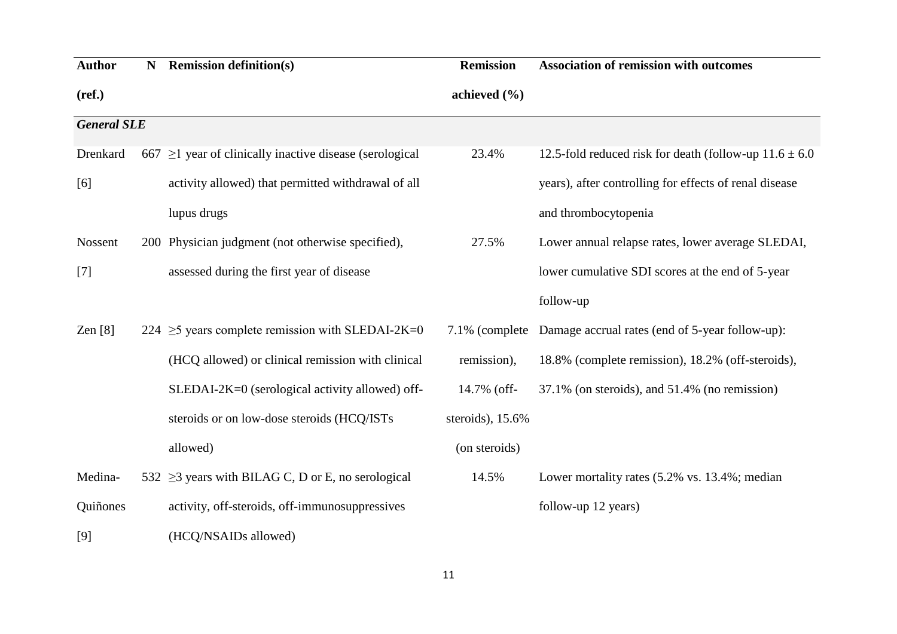| Author (ref.) | N | Remission definition(s) | Remission achieved (%) | Association of remission with outcomes |
|---|---|---|---|---|
| ***General SLE*** | | | | |
| Drenkard [6] | 667 | ≥1 year of clinically inactive disease (serological activity allowed) that permitted withdrawal of all lupus drugs | 23.4% | 12.5-fold reduced risk for death (follow-up 11.6 ± 6.0 years), after controlling for effects of renal disease and thrombocytopenia |
| Nossent [7] | 200 | Physician judgment (not otherwise specified), assessed during the first year of disease | 27.5% | Lower annual relapse rates, lower average SLEDAI, lower cumulative SDI scores at the end of 5-year follow-up |
| Zen [8] | 224 | ≥5 years complete remission with SLEDAI-2K=0 (HCQ allowed) or clinical remission with clinical SLEDAI-2K=0 (serological activity allowed) off-steroids or on low-dose steroids (HCQ/ISTs allowed) | 7.1% (complete remission), 14.7% (off-steroids), 15.6% (on steroids) | Damage accrual rates (end of 5-year follow-up): 18.8% (complete remission), 18.2% (off-steroids), 37.1% (on steroids), and 51.4% (no remission) |
| Medina-Quiñones [9] | 532 | ≥3 years with BILAG C, D or E, no serological activity, off-steroids, off-immunosuppressives (HCQ/NSAIDs allowed) | 14.5% | Lower mortality rates (5.2% vs. 13.4%; median follow-up 12 years) |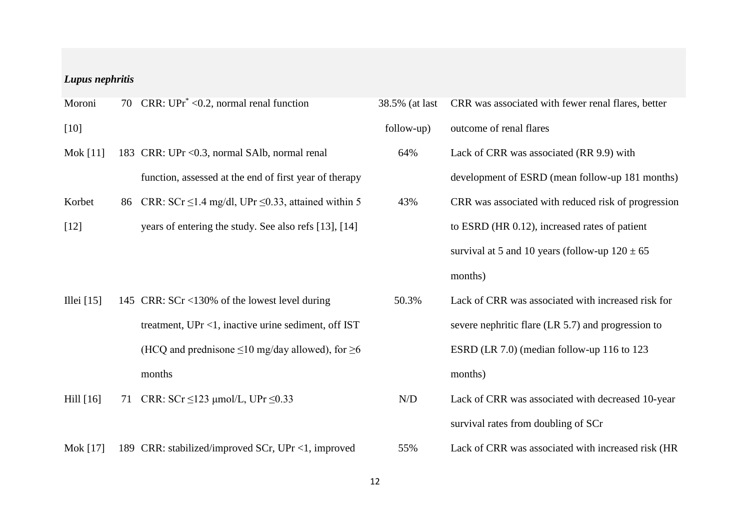| | | | | |
|---|---|---|---|---|
| ***Lupus nephritis*** | | | | |
| Moroni [10] | 70 | CRR: UPr* <0.2, normal renal function | 38.5% (at last follow-up) | CRR was associated with fewer renal flares, better outcome of renal flares |
| Mok [11] | 183 | CRR: UPr <0.3, normal SAlb, normal renal function, assessed at the end of first year of therapy | 64% | Lack of CRR was associated (RR 9.9) with development of ESRD (mean follow-up 181 months) |
| Korbet [12] | 86 | CRR: SCr ≤1.4 mg/dl, UPr ≤0.33, attained within 5 years of entering the study. See also refs [13], [14] | 43% | CRR was associated with reduced risk of progression to ESRD (HR 0.12), increased rates of patient survival at 5 and 10 years (follow-up 120 ± 65 months) |
| Illei [15] | 145 | CRR: SCr <130% of the lowest level during treatment, UPr <1, inactive urine sediment, off IST (HCQ and prednisone ≤10 mg/day allowed), for ≥6 months | 50.3% | Lack of CRR was associated with increased risk for severe nephritic flare (LR 5.7) and progression to ESRD (LR 7.0) (median follow-up 116 to 123 months) |
| Hill [16] | 71 | CRR: SCr ≤123 μmol/L, UPr ≤0.33 | N/D | Lack of CRR was associated with decreased 10-year survival rates from doubling of SCr |
| Mok [17] | 189 | CRR: stabilized/improved SCr, UPr <1, improved | 55% | Lack of CRR was associated with increased risk (HR |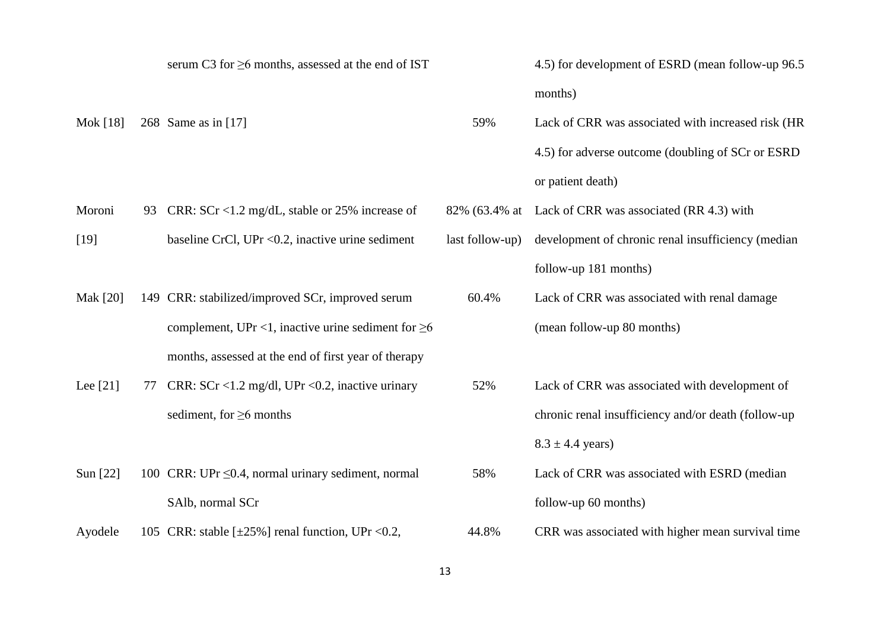|  |  | serum C3 for ≥6 months, assessed at the end of IST |  | 4.5) for development of ESRD (mean follow-up 96.5 months) |
|---|---|---|---|---|
| Mok [18] | 268 | Same as in [17] | 59% | Lack of CRR was associated with increased risk (HR 4.5) for adverse outcome (doubling of SCr or ESRD or patient death) |
| Moroni [19] | 93 | CRR: SCr <1.2 mg/dL, stable or 25% increase of baseline CrCl, UPr <0.2, inactive urine sediment | 82% (63.4% at last follow-up) | Lack of CRR was associated (RR 4.3) with development of chronic renal insufficiency (median follow-up 181 months) |
| Mak [20] | 149 | CRR: stabilized/improved SCr, improved serum complement, UPr <1, inactive urine sediment for ≥6 months, assessed at the end of first year of therapy | 60.4% | Lack of CRR was associated with renal damage (mean follow-up 80 months) |
| Lee [21] | 77 | CRR: SCr <1.2 mg/dl, UPr <0.2, inactive urinary sediment, for ≥6 months | 52% | Lack of CRR was associated with development of chronic renal insufficiency and/or death (follow-up $8.3 \pm 4.4$ years) |
| Sun [22] | 100 | CRR: UPr ≤0.4, normal urinary sediment, normal SAlb, normal SCr | 58% | Lack of CRR was associated with ESRD (median follow-up 60 months) |
| Ayodele | 105 | CRR: stable [±25%] renal function, UPr <0.2, | 44.8% | CRR was associated with higher mean survival time |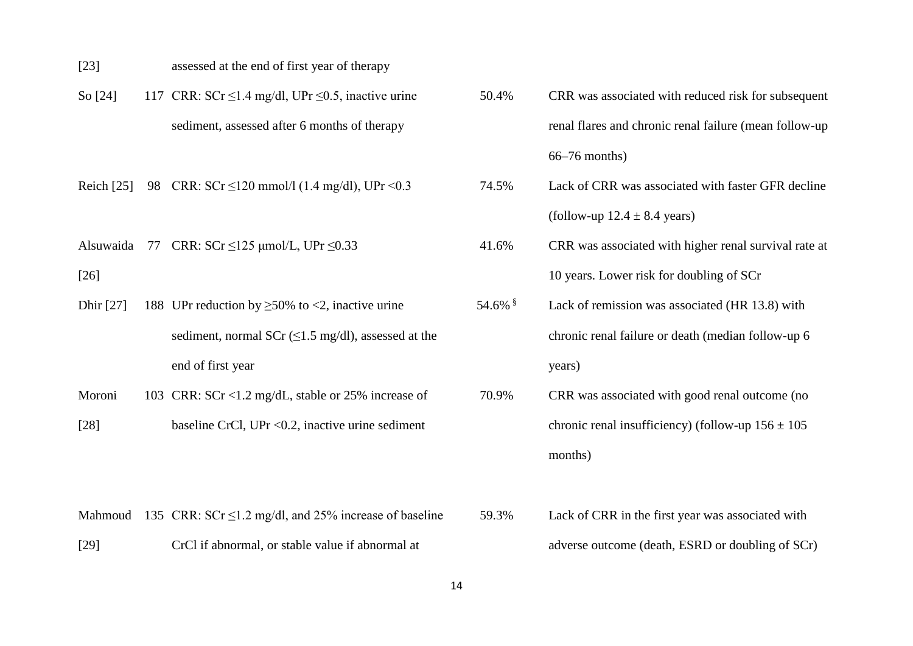| | | | | |
|---|---|---|---|---|
| [23] | | assessed at the end of first year of therapy | | |
| So [24] | 117 | CRR: SCr ≤1.4 mg/dl, UPr ≤0.5, inactive urine sediment, assessed after 6 months of therapy | 50.4% | CRR was associated with reduced risk for subsequent renal flares and chronic renal failure (mean follow-up 66–76 months) |
| Reich [25] | 98 | CRR: SCr ≤120 mmol/l (1.4 mg/dl), UPr <0.3 | 74.5% | Lack of CRR was associated with faster GFR decline (follow-up 12.4 ± 8.4 years) |
| Alsuwaida [26] | 77 | CRR: SCr ≤125 μmol/L, UPr ≤0.33 | 41.6% | CRR was associated with higher renal survival rate at 10 years. Lower risk for doubling of SCr |
| Dhir [27] | 188 | UPr reduction by ≥50% to <2, inactive urine sediment, normal SCr (≤1.5 mg/dl), assessed at the end of first year | 54.6% § | Lack of remission was associated (HR 13.8) with chronic renal failure or death (median follow-up 6 years) |
| Moroni [28] | 103 | CRR: SCr <1.2 mg/dL, stable or 25% increase of baseline CrCl, UPr <0.2, inactive urine sediment | 70.9% | CRR was associated with good renal outcome (no chronic renal insufficiency) (follow-up 156 ± 105 months) |
| Mahmoud [29] | 135 | CRR: SCr ≤1.2 mg/dl, and 25% increase of baseline CrCl if abnormal, or stable value if abnormal at | 59.3% | Lack of CRR in the first year was associated with adverse outcome (death, ESRD or doubling of SCr) |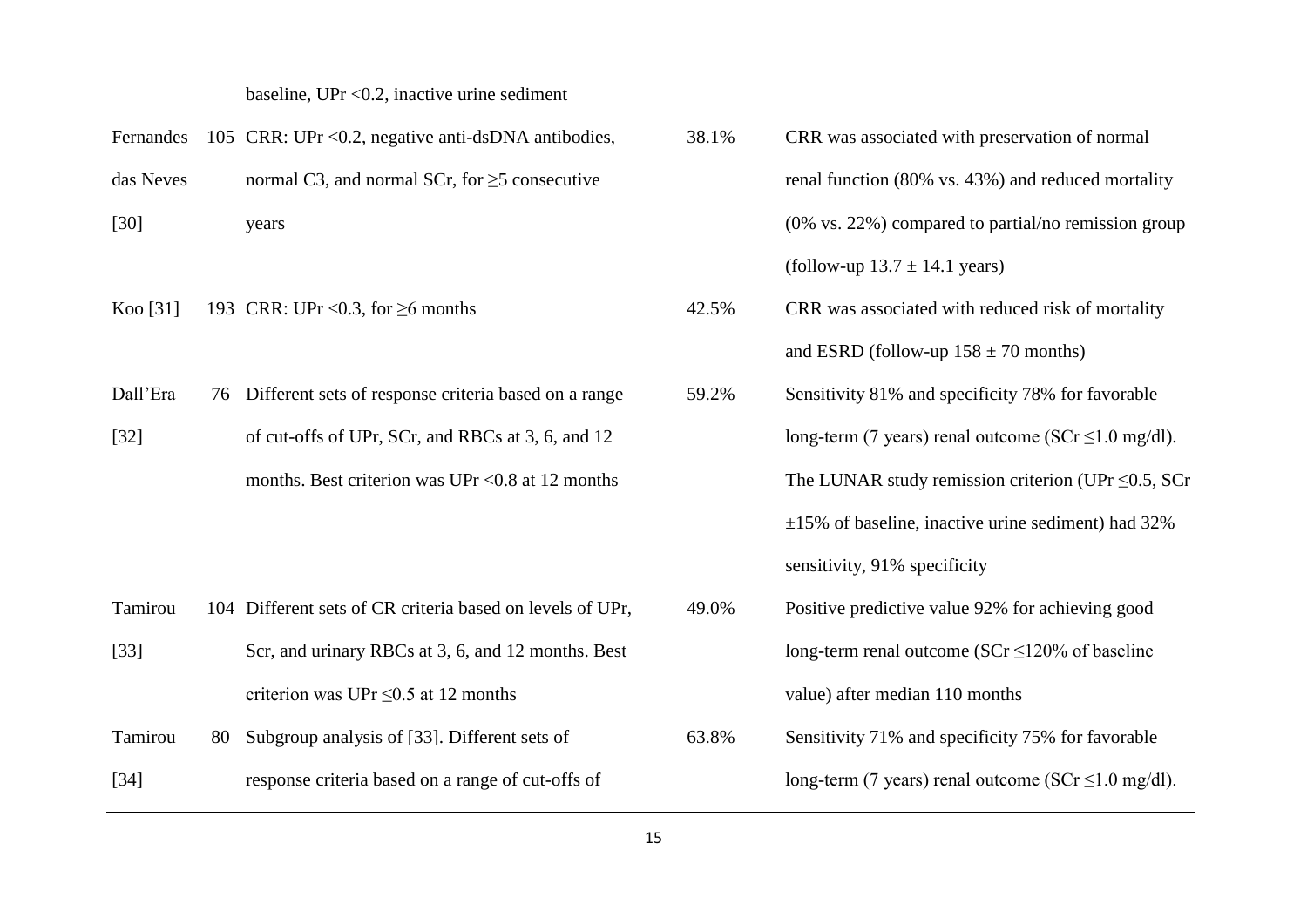| | | baseline, UPr <0.2, inactive urine sediment | | |
|---|---|---|---|---|
| Fernandes das Neves [30] | 105 | CRR: UPr <0.2, negative anti-dsDNA antibodies, normal C3, and normal SCr, for ≥5 consecutive years | 38.1% | CRR was associated with preservation of normal renal function (80% vs. 43%) and reduced mortality (0% vs. 22%) compared to partial/no remission group (follow-up 13.7 ± 14.1 years) |
| Koo [31] | 193 | CRR: UPr <0.3, for ≥6 months | 42.5% | CRR was associated with reduced risk of mortality and ESRD (follow-up 158 ± 70 months) |
| Dall'Era [32] | 76 | Different sets of response criteria based on a range of cut-offs of UPr, SCr, and RBCs at 3, 6, and 12 months. Best criterion was UPr <0.8 at 12 months | 59.2% | Sensitivity 81% and specificity 78% for favorable long-term (7 years) renal outcome (SCr ≤1.0 mg/dl). The LUNAR study remission criterion (UPr ≤0.5, SCr ±15% of baseline, inactive urine sediment) had 32% sensitivity, 91% specificity |
| Tamirou [33] | 104 | Different sets of CR criteria based on levels of UPr, Scr, and urinary RBCs at 3, 6, and 12 months. Best criterion was UPr ≤0.5 at 12 months | 49.0% | Positive predictive value 92% for achieving good long-term renal outcome (SCr ≤120% of baseline value) after median 110 months |
| Tamirou [34] | 80 | Subgroup analysis of [33]. Different sets of response criteria based on a range of cut-offs of | 63.8% | Sensitivity 71% and specificity 75% for favorable long-term (7 years) renal outcome (SCr ≤1.0 mg/dl). |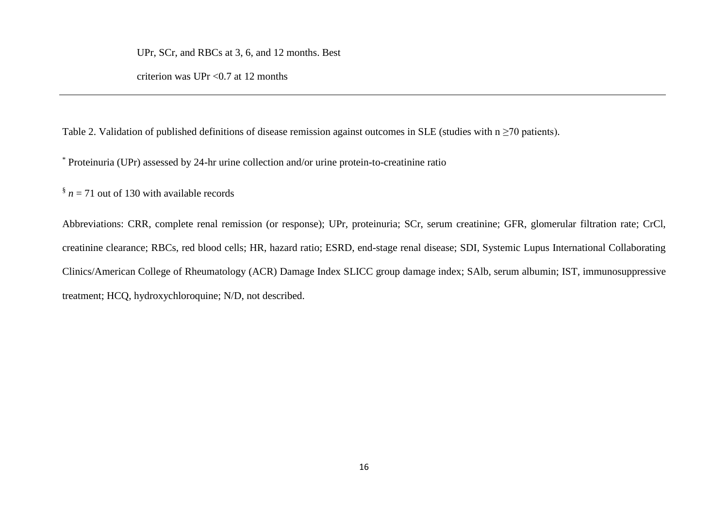UPr, SCr, and RBCs at 3, 6, and 12 months. Best criterion was UPr <0.7 at 12 months

---

Table 2. Validation of published definitions of disease remission against outcomes in SLE (studies with n ≥70 patients).

[*] Proteinuria (UPr) assessed by 24-hr urine collection and/or urine protein-to-creatinine ratio

[§] $n$ = 71 out of 130 with available records

Abbreviations: CRR, complete renal remission (or response); UPr, proteinuria; SCr, serum creatinine; GFR, glomerular filtration rate; CrCl, creatinine clearance; RBCs, red blood cells; HR, hazard ratio; ESRD, end-stage renal disease; SDI, Systemic Lupus International Collaborating Clinics/American College of Rheumatology (ACR) Damage Index SLICC group damage index; SAlb, serum albumin; IST, immunosuppressive treatment; HCQ, hydroxychloroquine; N/D, not described.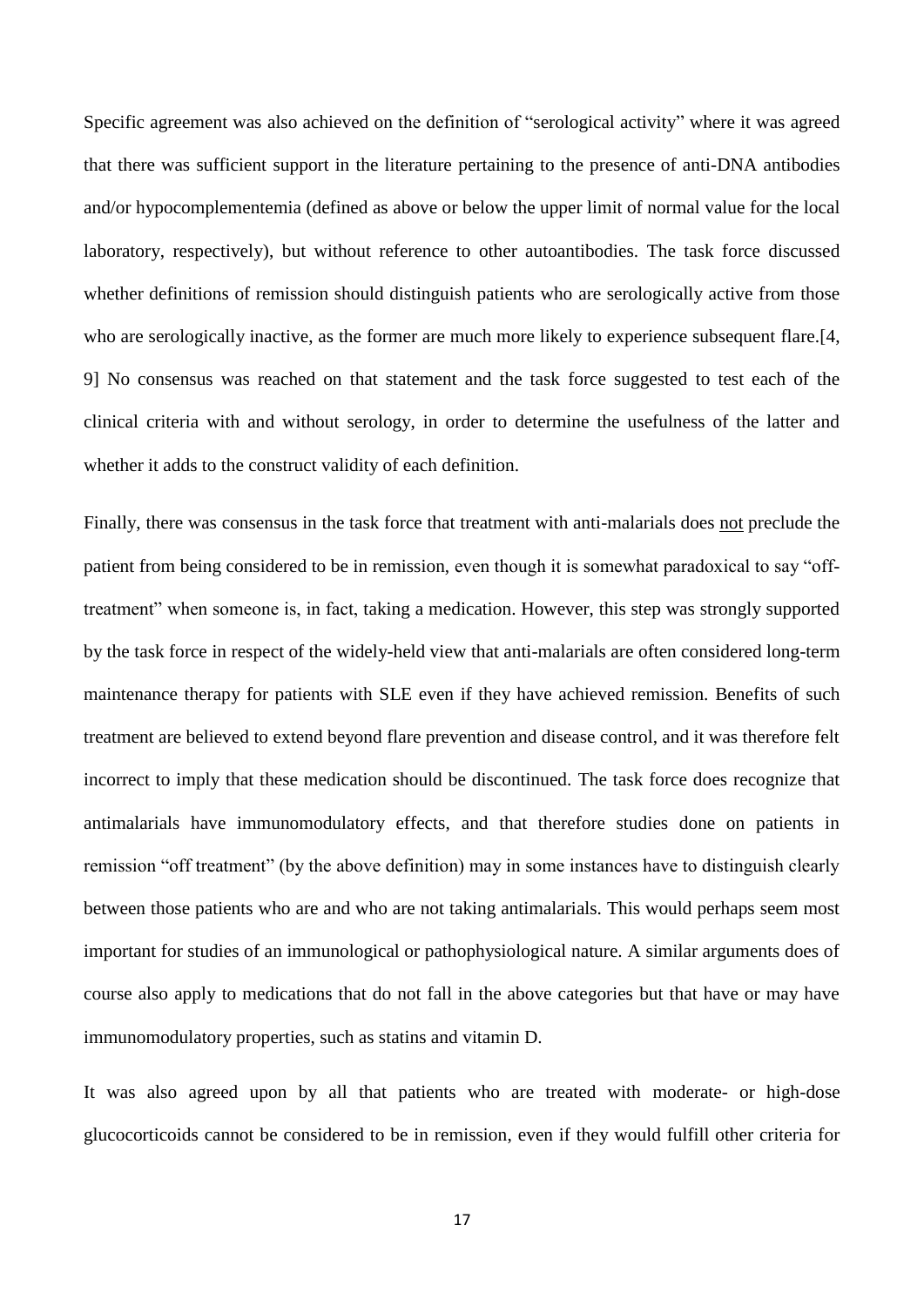Specific agreement was also achieved on the definition of "serological activity" where it was agreed that there was sufficient support in the literature pertaining to the presence of anti-DNA antibodies and/or hypocomplemententemia (defined as above or below the upper limit of normal value for the local laboratory, respectively), but without reference to other autoantibodies. The task force discussed whether definitions of remission should distinguish patients who are serologically active from those who are serologically inactive, as the former are much more likely to experience subsequent flare.[4, 9] No consensus was reached on that statement and the task force suggested to test each of the clinical criteria with and without serology, in order to determine the usefulness of the latter and whether it adds to the construct validity of each definition.

Finally, there was consensus in the task force that treatment with anti-malarials does <u>not</u> preclude the patient from being considered to be in remission, even though it is somewhat paradoxical to say "off-treatment" when someone is, in fact, taking a medication. However, this step was strongly supported by the task force in respect of the widely-held view that anti-malarials are often considered long-term maintenance therapy for patients with SLE even if they have achieved remission. Benefits of such treatment are believed to extend beyond flare prevention and disease control, and it was therefore felt incorrect to imply that these medication should be discontinued. The task force does recognize that antimalarials have immunomodulatory effects, and that therefore studies done on patients in remission "off treatment" (by the above definition) may in some instances have to distinguish clearly between those patients who are and who are not taking antimalarials. This would perhaps seem most important for studies of an immunological or pathophysiological nature. A similar arguments does of course also apply to medications that do not fall in the above categories but that have or may have immunomodulatory properties, such as statins and vitamin D.

It was also agreed upon by all that patients who are treated with moderate- or high-dose glucocorticoids cannot be considered to be in remission, even if they would fulfill other criteria for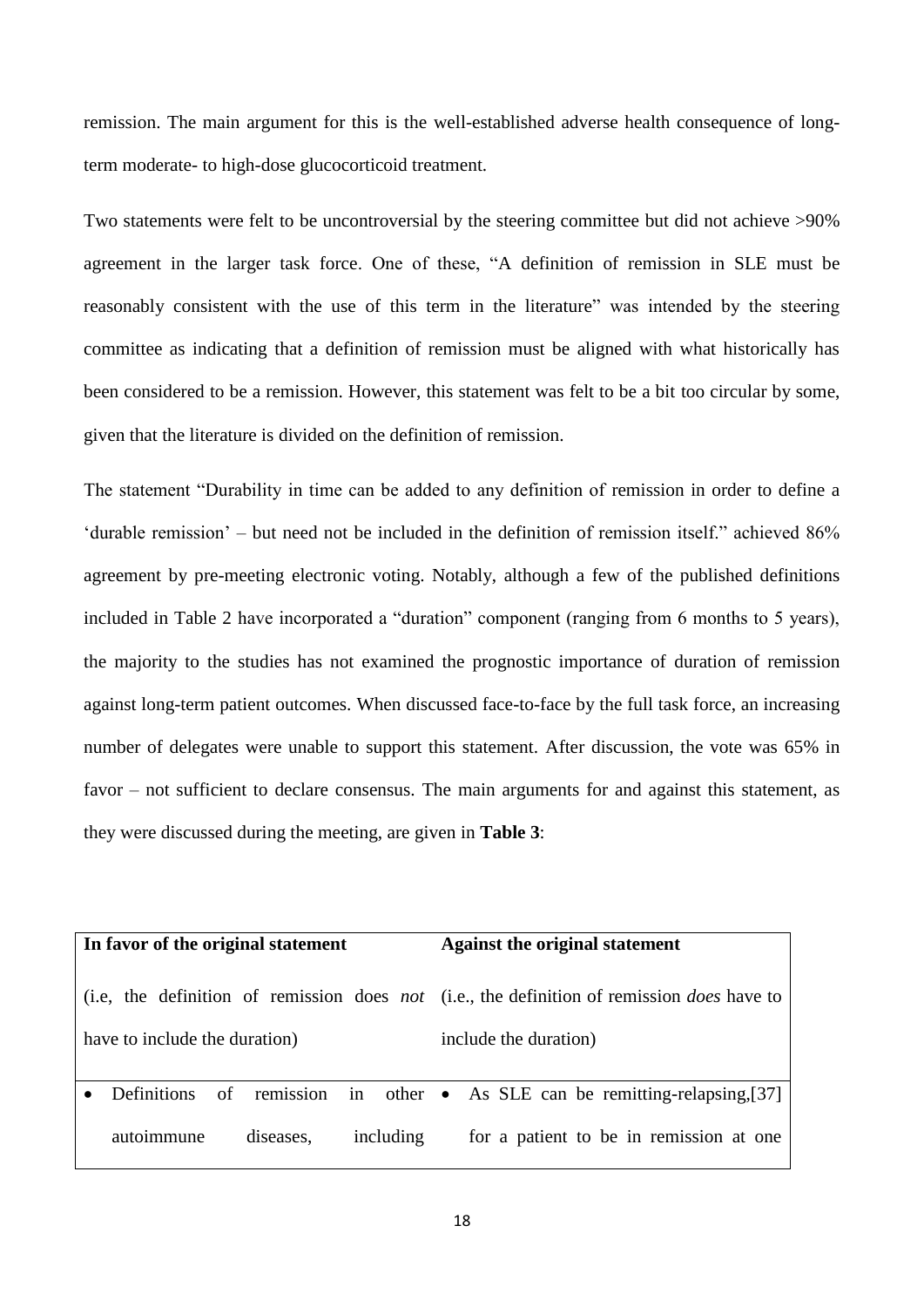remission. The main argument for this is the well-established adverse health consequence of long-term moderate- to high-dose glucocorticoid treatment.

Two statements were felt to be uncontroversial by the steering committee but did not achieve >90% agreement in the larger task force. One of these, "A definition of remission in SLE must be reasonably consistent with the use of this term in the literature" was intended by the steering committee as indicating that a definition of remission must be aligned with what historically has been considered to be a remission. However, this statement was felt to be a bit too circular by some, given that the literature is divided on the definition of remission.

The statement "Durability in time can be added to any definition of remission in order to define a 'durable remission' – but need not be included in the definition of remission itself." achieved 86% agreement by pre-meeting electronic voting. Notably, although a few of the published definitions included in Table 2 have incorporated a "duration" component (ranging from 6 months to 5 years), the majority to the studies has not examined the prognostic importance of duration of remission against long-term patient outcomes. When discussed face-to-face by the full task force, an increasing number of delegates were unable to support this statement. After discussion, the vote was 65% in favor – not sufficient to declare consensus. The main arguments for and against this statement, as they were discussed during the meeting, are given in **Table 3**:

| **In favor of the original statement**<br><br>(i.e, the definition of remission does *not* have to include the duration) | **Against the original statement**<br><br>(i.e., the definition of remission *does* have to include the duration) |
|---|---|
| • Definitions of remission in other autoimmune diseases, including | • As SLE can be remitting-relapsing,[37] for a patient to be in remission at one |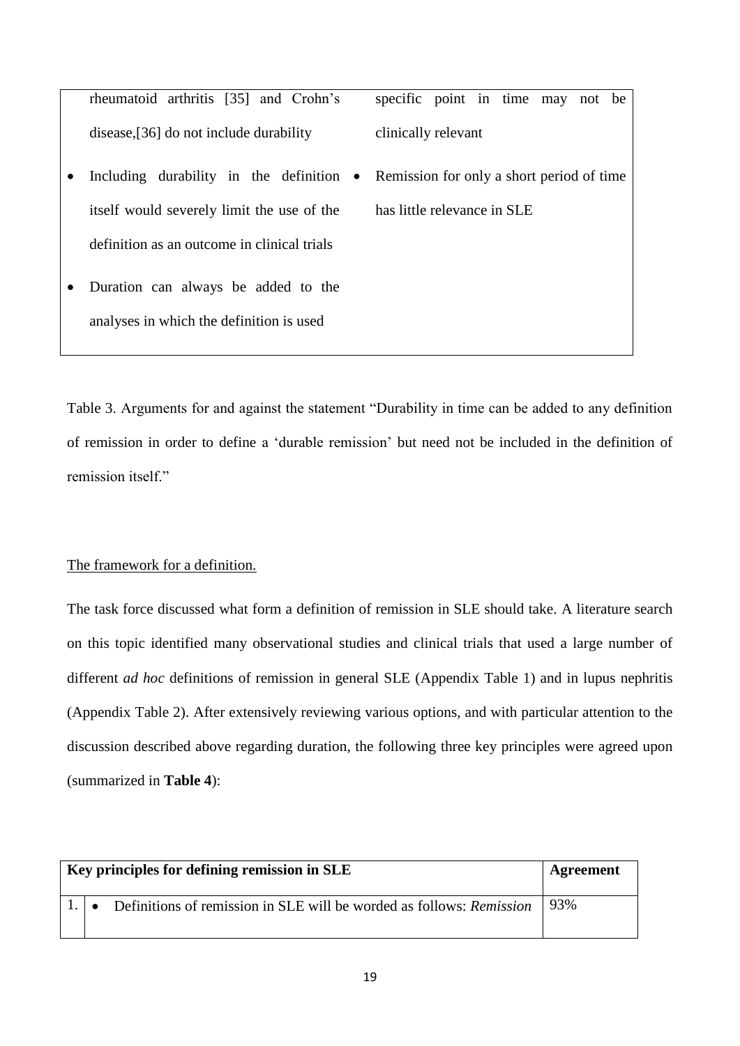| | |
|---|---|
| rheumatoid arthritis [35] and Crohn's disease,[36] do not include durability<br>• Including durability in the definition itself would severely limit the use of the definition as an outcome in clinical trials<br>• Duration can always be added to the analyses in which the definition is used | specific point in time may not be clinically relevant<br>• Remission for only a short period of time has little relevance in SLE |

Table 3. Arguments for and against the statement "Durability in time can be added to any definition of remission in order to define a 'durable remission' but need not be included in the definition of remission itself."

<u>The framework for a definition.</u>

The task force discussed what form a definition of remission in SLE should take. A literature search on this topic identified many observational studies and clinical trials that used a large number of different *ad hoc* definitions of remission in general SLE (Appendix Table 1) and in lupus nephritis (Appendix Table 2). After extensively reviewing various options, and with particular attention to the discussion described above regarding duration, the following three key principles were agreed upon (summarized in **Table 4**):

| | **Key principles for defining remission in SLE** | **Agreement** |
|---|---|---|
| 1. | • Definitions of remission in SLE will be worded as follows: *Remission* | 93% |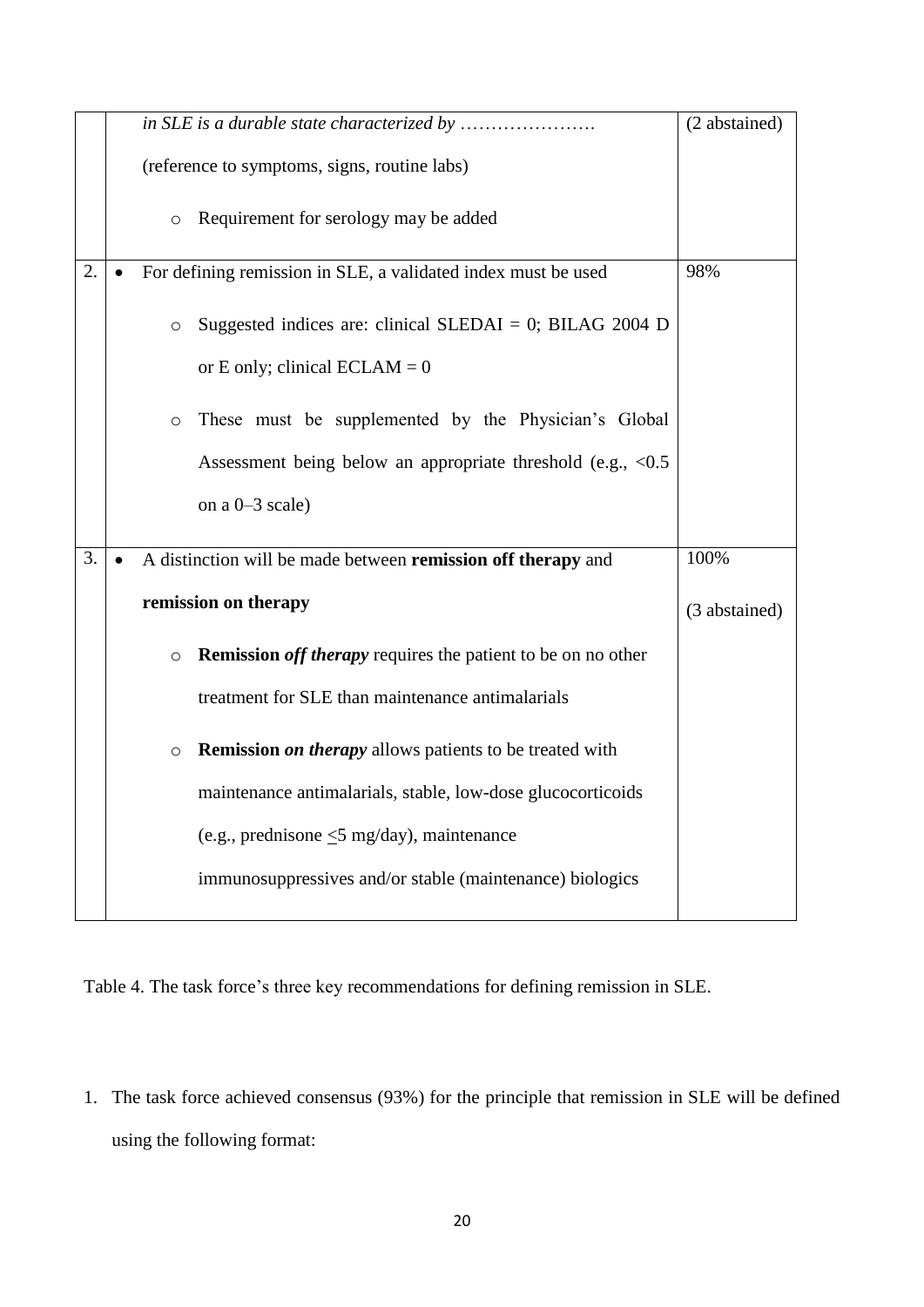|  |  |  |
|---|---|---|
|  | *in SLE is a durable state characterized by ………………….* (reference to symptoms, signs, routine labs)<br>o Requirement for serology may be added | (2 abstained) |
| 2. | • For defining remission in SLE, a validated index must be used<br>o Suggested indices are: clinical SLEDAI = 0; BILAG 2004 D or E only; clinical ECLAM = 0<br>o These must be supplemented by the Physician's Global Assessment being below an appropriate threshold (e.g., <0.5 on a 0–3 scale) | 98% |
| 3. | • A distinction will be made between **remission off therapy** and **remission on therapy**<br>o **Remission *off therapy*** requires the patient to be on no other treatment for SLE than maintenance antimalarials<br>o **Remission *on therapy*** allows patients to be treated with maintenance antimalarials, stable, low-dose glucocorticoids (e.g., prednisone ≤5 mg/day), maintenance immunosuppressives and/or stable (maintenance) biologics | 100%<br>(3 abstained) |

Table 4. The task force's three key recommendations for defining remission in SLE.

1. The task force achieved consensus (93%) for the principle that remission in SLE will be defined using the following format: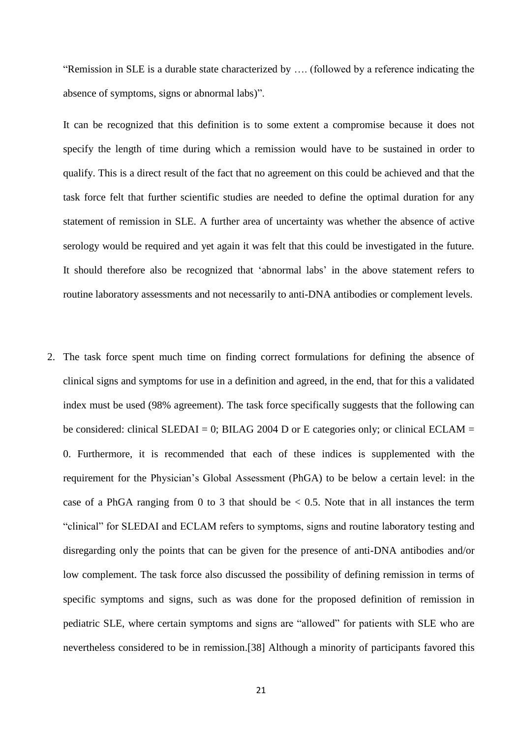"Remission in SLE is a durable state characterized by …. (followed by a reference indicating the absence of symptoms, signs or abnormal labs)".

It can be recognized that this definition is to some extent a compromise because it does not specify the length of time during which a remission would have to be sustained in order to qualify. This is a direct result of the fact that no agreement on this could be achieved and that the task force felt that further scientific studies are needed to define the optimal duration for any statement of remission in SLE. A further area of uncertainty was whether the absence of active serology would be required and yet again it was felt that this could be investigated in the future. It should therefore also be recognized that 'abnormal labs' in the above statement refers to routine laboratory assessments and not necessarily to anti-DNA antibodies or complement levels.

2. The task force spent much time on finding correct formulations for defining the absence of clinical signs and symptoms for use in a definition and agreed, in the end, that for this a validated index must be used (98% agreement). The task force specifically suggests that the following can be considered: clinical SLEDAI = 0; BILAG 2004 D or E categories only; or clinical ECLAM = 0. Furthermore, it is recommended that each of these indices is supplemented with the requirement for the Physician's Global Assessment (PhGA) to be below a certain level: in the case of a PhGA ranging from 0 to 3 that should be < 0.5. Note that in all instances the term "clinical" for SLEDAI and ECLAM refers to symptoms, signs and routine laboratory testing and disregarding only the points that can be given for the presence of anti-DNA antibodies and/or low complement. The task force also discussed the possibility of defining remission in terms of specific symptoms and signs, such as was done for the proposed definition of remission in pediatric SLE, where certain symptoms and signs are "allowed" for patients with SLE who are nevertheless considered to be in remission.[38] Although a minority of participants favored this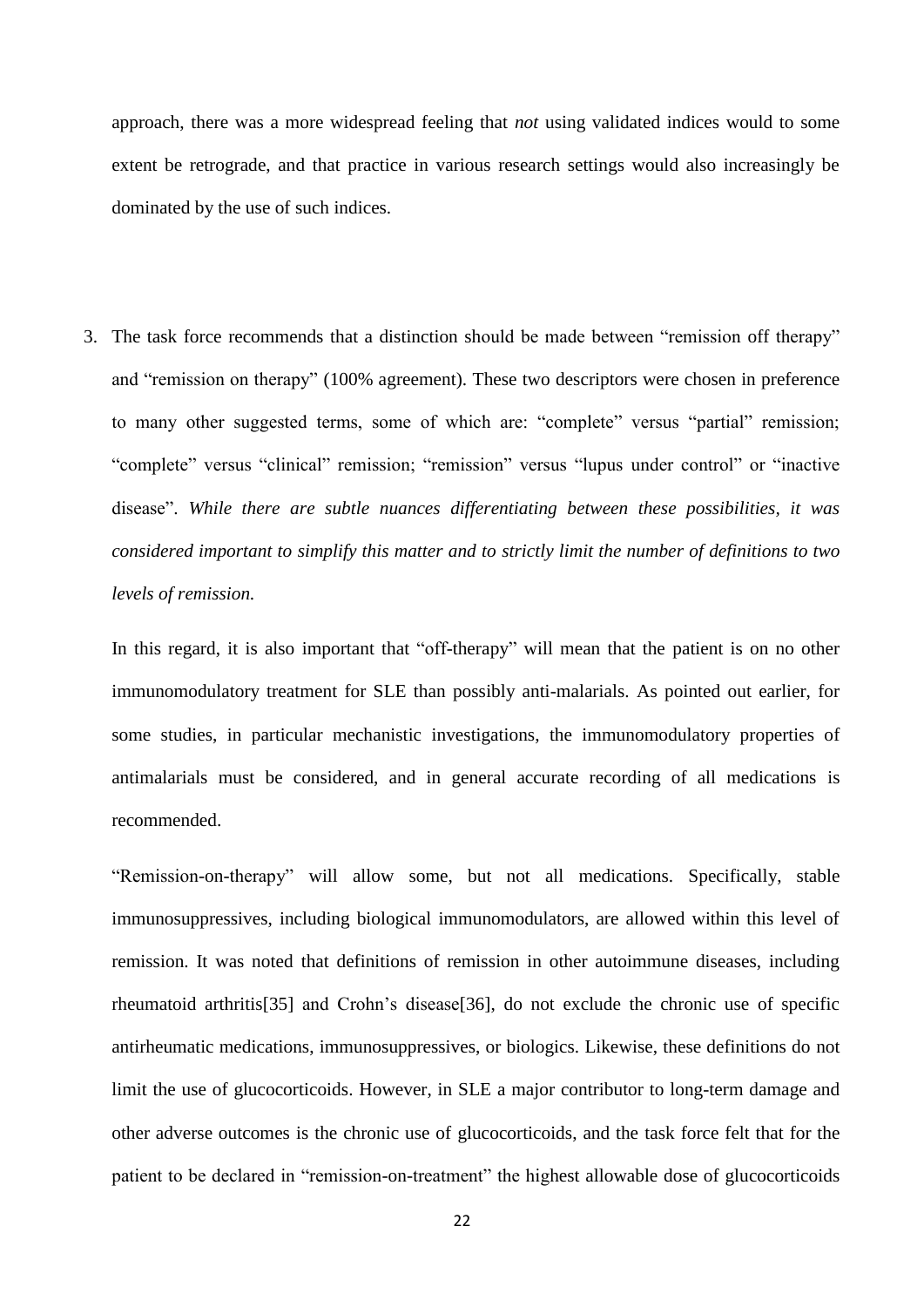approach, there was a more widespread feeling that *not* using validated indices would to some extent be retrograde, and that practice in various research settings would also increasingly be dominated by the use of such indices.

3. The task force recommends that a distinction should be made between "remission off therapy" and "remission on therapy" (100% agreement). These two descriptors were chosen in preference to many other suggested terms, some of which are: "complete" versus "partial" remission; "complete" versus "clinical" remission; "remission" versus "lupus under control" or "inactive disease". *While there are subtle nuances differentiating between these possibilities, it was considered important to simplify this matter and to strictly limit the number of definitions to two levels of remission.*

   In this regard, it is also important that "off-therapy" will mean that the patient is on no other immunomodulatory treatment for SLE than possibly anti-malarials. As pointed out earlier, for some studies, in particular mechanistic investigations, the immunomodulatory properties of antimalarials must be considered, and in general accurate recording of all medications is recommended.

   "Remission-on-therapy" will allow some, but not all medications. Specifically, stable immunosuppressives, including biological immunomodulators, are allowed within this level of remission. It was noted that definitions of remission in other autoimmune diseases, including rheumatoid arthritis[35] and Crohn's disease[36], do not exclude the chronic use of specific antirheumatic medications, immunosuppressives, or biologics. Likewise, these definitions do not limit the use of glucocorticoids. However, in SLE a major contributor to long-term damage and other adverse outcomes is the chronic use of glucocorticoids, and the task force felt that for the patient to be declared in "remission-on-treatment" the highest allowable dose of glucocorticoids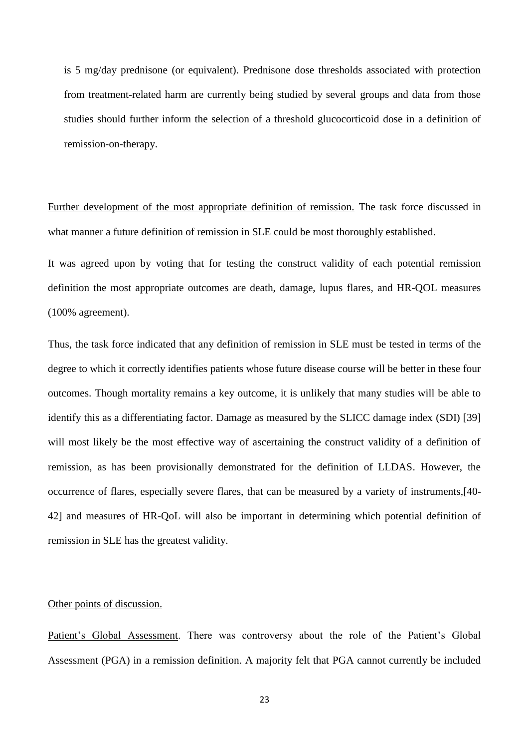is 5 mg/day prednisone (or equivalent). Prednisone dose thresholds associated with protection from treatment-related harm are currently being studied by several groups and data from those studies should further inform the selection of a threshold glucocorticoid dose in a definition of remission-on-therapy.

<u>Further development of the most appropriate definition of remission.</u> The task force discussed in what manner a future definition of remission in SLE could be most thoroughly established.

It was agreed upon by voting that for testing the construct validity of each potential remission definition the most appropriate outcomes are death, damage, lupus flares, and HR-QOL measures (100% agreement).

Thus, the task force indicated that any definition of remission in SLE must be tested in terms of the degree to which it correctly identifies patients whose future disease course will be better in these four outcomes. Though mortality remains a key outcome, it is unlikely that many studies will be able to identify this as a differentiating factor. Damage as measured by the SLICC damage index (SDI) [39] will most likely be the most effective way of ascertaining the construct validity of a definition of remission, as has been provisionally demonstrated for the definition of LLDAS. However, the occurrence of flares, especially severe flares, that can be measured by a variety of instruments,[40-42] and measures of HR-QoL will also be important in determining which potential definition of remission in SLE has the greatest validity.

<u>Other points of discussion.</u>

<u>Patient's Global Assessment</u>. There was controversy about the role of the Patient's Global Assessment (PGA) in a remission definition. A majority felt that PGA cannot currently be included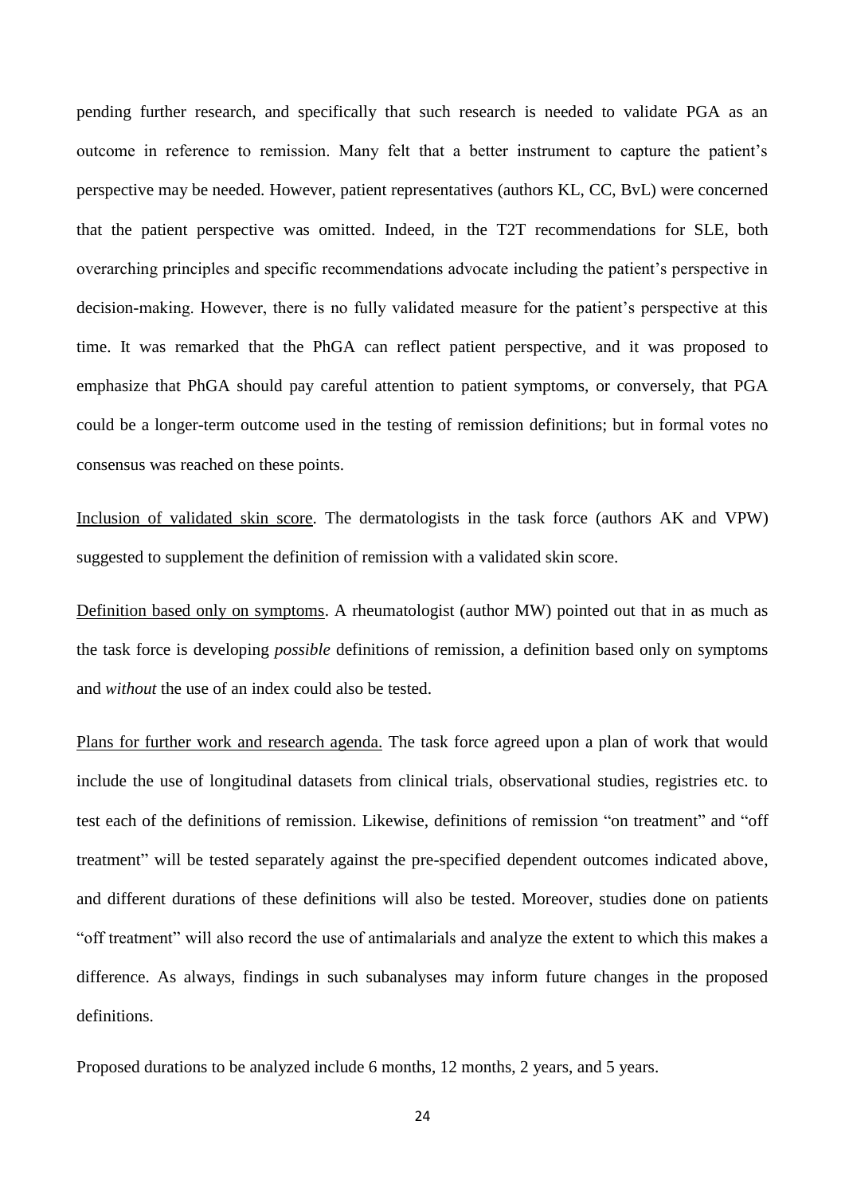pending further research, and specifically that such research is needed to validate PGA as an outcome in reference to remission. Many felt that a better instrument to capture the patient's perspective may be needed. However, patient representatives (authors KL, CC, BvL) were concerned that the patient perspective was omitted. Indeed, in the T2T recommendations for SLE, both overarching principles and specific recommendations advocate including the patient's perspective in decision-making. However, there is no fully validated measure for the patient's perspective at this time. It was remarked that the PhGA can reflect patient perspective, and it was proposed to emphasize that PhGA should pay careful attention to patient symptoms, or conversely, that PGA could be a longer-term outcome used in the testing of remission definitions; but in formal votes no consensus was reached on these points.

<u>Inclusion of validated skin score</u>. The dermatologists in the task force (authors AK and VPW) suggested to supplement the definition of remission with a validated skin score.

<u>Definition based only on symptoms</u>. A rheumatologist (author MW) pointed out that in as much as the task force is developing *possible* definitions of remission, a definition based only on symptoms and *without* the use of an index could also be tested.

<u>Plans for further work and research agenda.</u> The task force agreed upon a plan of work that would include the use of longitudinal datasets from clinical trials, observational studies, registries etc. to test each of the definitions of remission. Likewise, definitions of remission "on treatment" and "off treatment" will be tested separately against the pre-specified dependent outcomes indicated above, and different durations of these definitions will also be tested. Moreover, studies done on patients "off treatment" will also record the use of antimalarials and analyze the extent to which this makes a difference. As always, findings in such subanalyses may inform future changes in the proposed definitions.

Proposed durations to be analyzed include 6 months, 12 months, 2 years, and 5 years.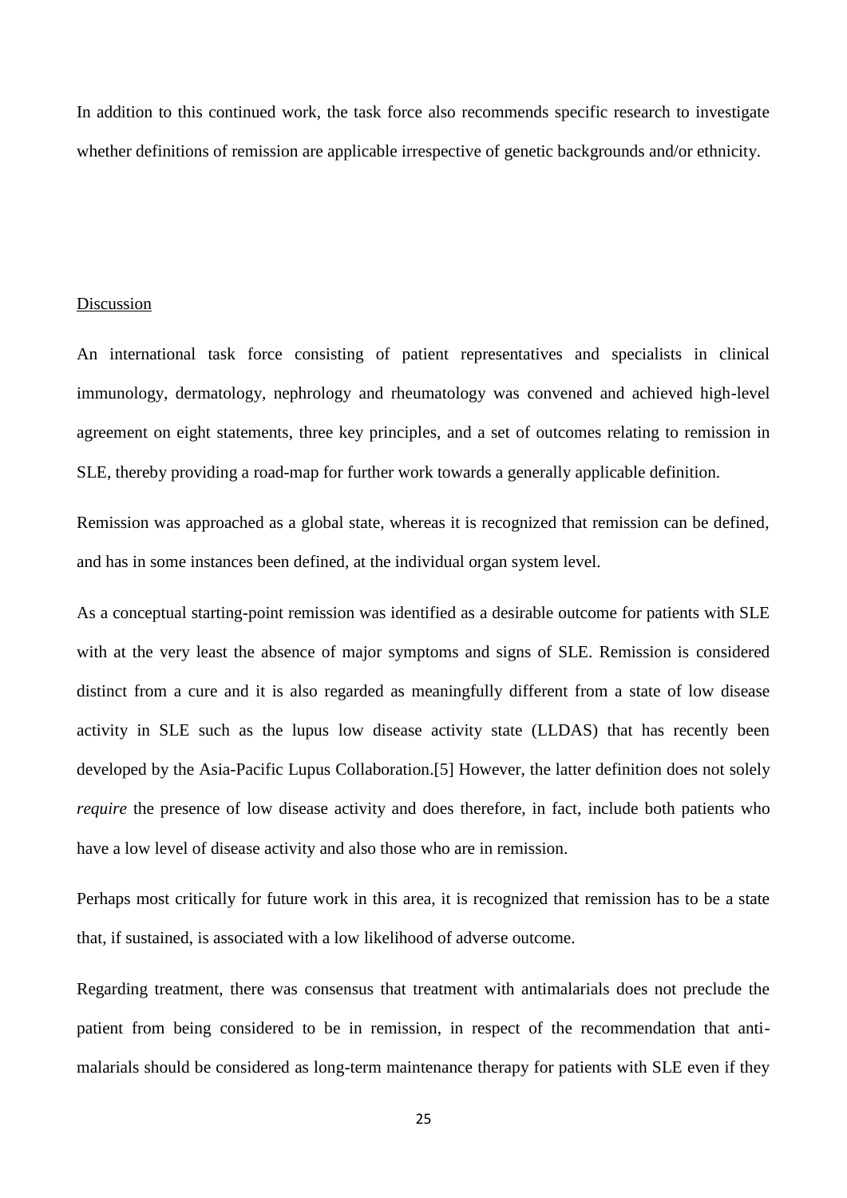In addition to this continued work, the task force also recommends specific research to investigate whether definitions of remission are applicable irrespective of genetic backgrounds and/or ethnicity.

## Discussion

An international task force consisting of patient representatives and specialists in clinical immunology, dermatology, nephrology and rheumatology was convened and achieved high-level agreement on eight statements, three key principles, and a set of outcomes relating to remission in SLE, thereby providing a road-map for further work towards a generally applicable definition.

Remission was approached as a global state, whereas it is recognized that remission can be defined, and has in some instances been defined, at the individual organ system level.

As a conceptual starting-point remission was identified as a desirable outcome for patients with SLE with at the very least the absence of major symptoms and signs of SLE. Remission is considered distinct from a cure and it is also regarded as meaningfully different from a state of low disease activity in SLE such as the lupus low disease activity state (LLDAS) that has recently been developed by the Asia-Pacific Lupus Collaboration.[5] However, the latter definition does not solely *require* the presence of low disease activity and does therefore, in fact, include both patients who have a low level of disease activity and also those who are in remission.

Perhaps most critically for future work in this area, it is recognized that remission has to be a state that, if sustained, is associated with a low likelihood of adverse outcome.

Regarding treatment, there was consensus that treatment with antimalarials does not preclude the patient from being considered to be in remission, in respect of the recommendation that anti-malarials should be considered as long-term maintenance therapy for patients with SLE even if they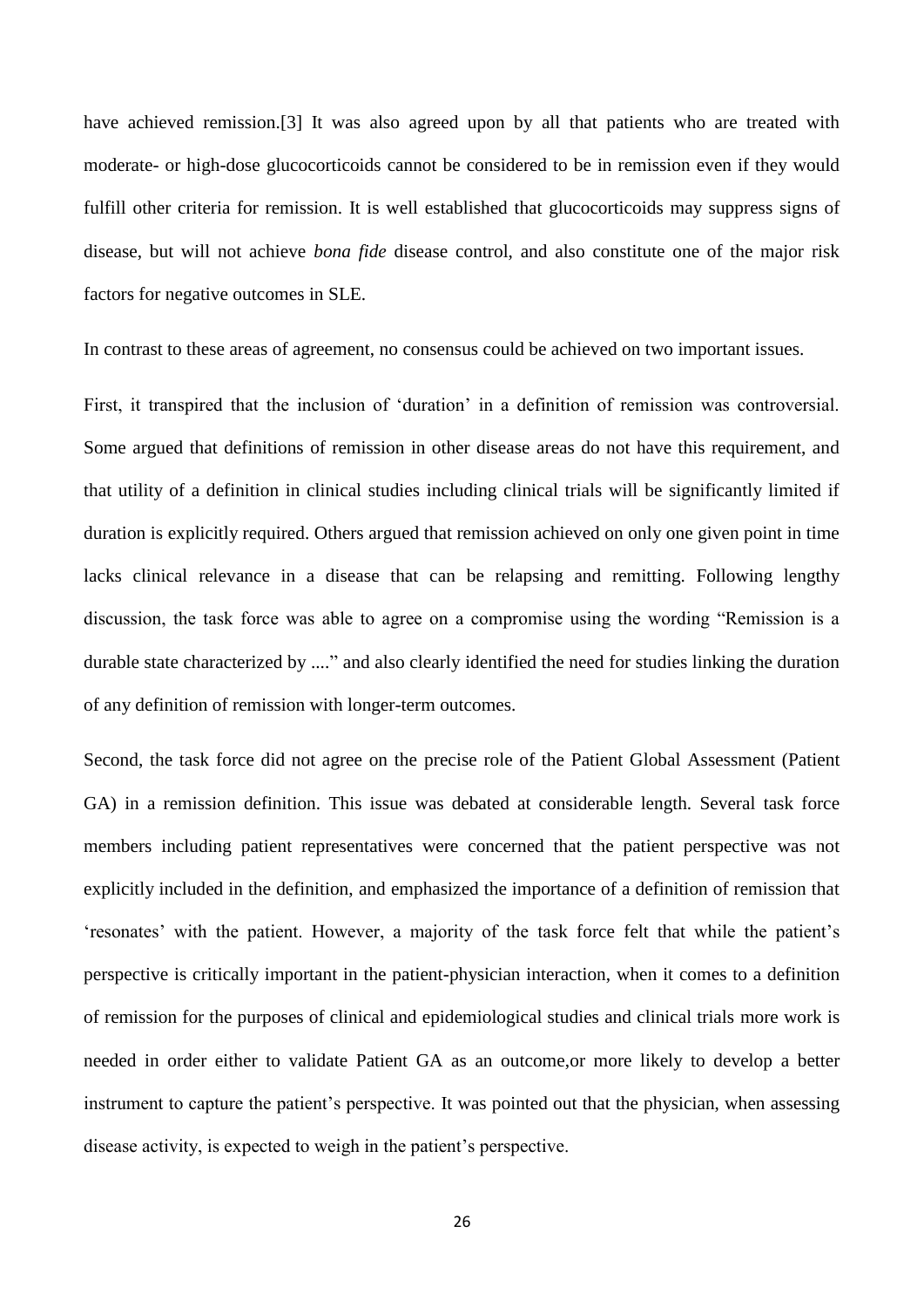have achieved remission.[3] It was also agreed upon by all that patients who are treated with moderate- or high-dose glucocorticoids cannot be considered to be in remission even if they would fulfill other criteria for remission. It is well established that glucocorticoids may suppress signs of disease, but will not achieve *bona fide* disease control, and also constitute one of the major risk factors for negative outcomes in SLE.

In contrast to these areas of agreement, no consensus could be achieved on two important issues.

First, it transpired that the inclusion of 'duration' in a definition of remission was controversial. Some argued that definitions of remission in other disease areas do not have this requirement, and that utility of a definition in clinical studies including clinical trials will be significantly limited if duration is explicitly required. Others argued that remission achieved on only one given point in time lacks clinical relevance in a disease that can be relapsing and remitting. Following lengthy discussion, the task force was able to agree on a compromise using the wording "Remission is a durable state characterized by ...." and also clearly identified the need for studies linking the duration of any definition of remission with longer-term outcomes.

Second, the task force did not agree on the precise role of the Patient Global Assessment (Patient GA) in a remission definition. This issue was debated at considerable length. Several task force members including patient representatives were concerned that the patient perspective was not explicitly included in the definition, and emphasized the importance of a definition of remission that 'resonates' with the patient. However, a majority of the task force felt that while the patient's perspective is critically important in the patient-physician interaction, when it comes to a definition of remission for the purposes of clinical and epidemiological studies and clinical trials more work is needed in order either to validate Patient GA as an outcome,or more likely to develop a better instrument to capture the patient's perspective. It was pointed out that the physician, when assessing disease activity, is expected to weigh in the patient's perspective.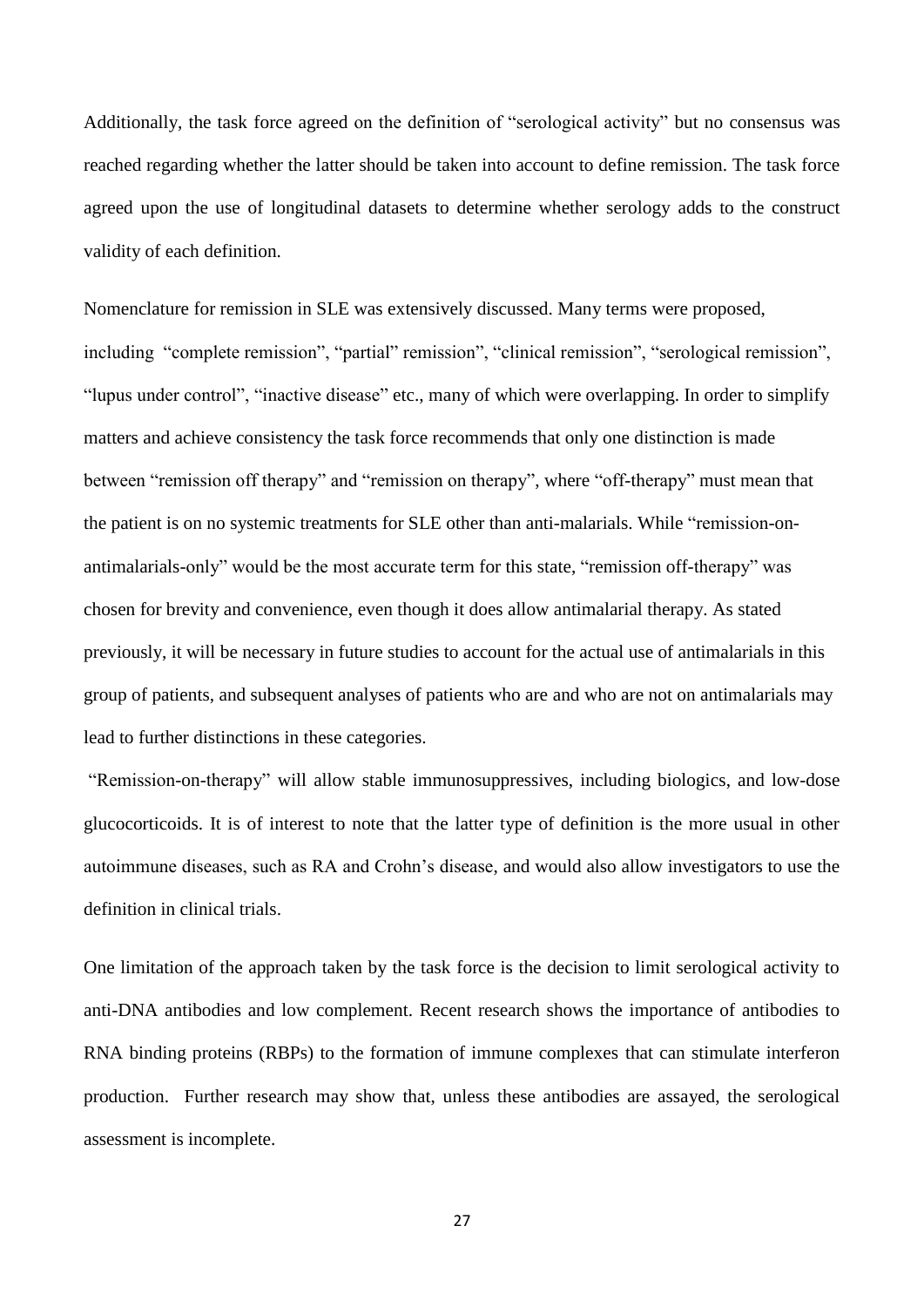Additionally, the task force agreed on the definition of "serological activity" but no consensus was reached regarding whether the latter should be taken into account to define remission. The task force agreed upon the use of longitudinal datasets to determine whether serology adds to the construct validity of each definition.

Nomenclature for remission in SLE was extensively discussed. Many terms were proposed, including "complete remission", "partial" remission", "clinical remission", "serological remission", "lupus under control", "inactive disease" etc., many of which were overlapping. In order to simplify matters and achieve consistency the task force recommends that only one distinction is made between "remission off therapy" and "remission on therapy", where "off-therapy" must mean that the patient is on no systemic treatments for SLE other than anti-malarials. While "remission-on-antimalarials-only" would be the most accurate term for this state, "remission off-therapy" was chosen for brevity and convenience, even though it does allow antimalarial therapy. As stated previously, it will be necessary in future studies to account for the actual use of antimalarials in this group of patients, and subsequent analyses of patients who are and who are not on antimalarials may lead to further distinctions in these categories.

"Remission-on-therapy" will allow stable immunosuppressives, including biologics, and low-dose glucocorticoids. It is of interest to note that the latter type of definition is the more usual in other autoimmune diseases, such as RA and Crohn's disease, and would also allow investigators to use the definition in clinical trials.

One limitation of the approach taken by the task force is the decision to limit serological activity to anti-DNA antibodies and low complement. Recent research shows the importance of antibodies to RNA binding proteins (RBPs) to the formation of immune complexes that can stimulate interferon production. Further research may show that, unless these antibodies are assayed, the serological assessment is incomplete.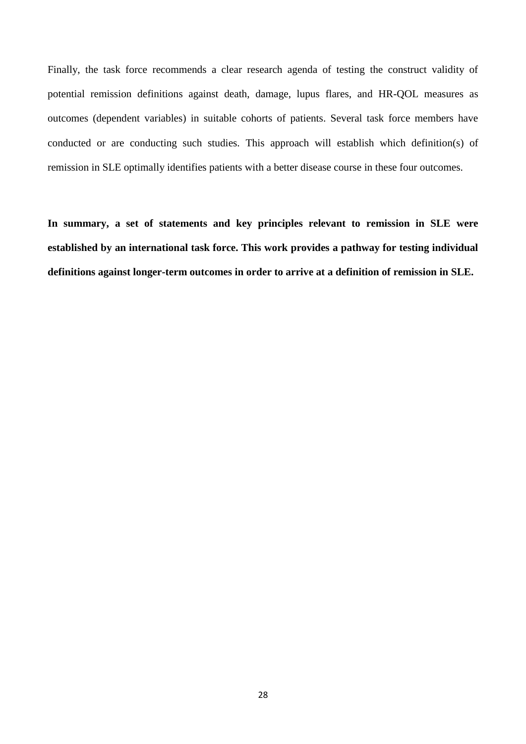Finally, the task force recommends a clear research agenda of testing the construct validity of potential remission definitions against death, damage, lupus flares, and HR-QOL measures as outcomes (dependent variables) in suitable cohorts of patients. Several task force members have conducted or are conducting such studies. This approach will establish which definition(s) of remission in SLE optimally identifies patients with a better disease course in these four outcomes.

**In summary, a set of statements and key principles relevant to remission in SLE were established by an international task force. This work provides a pathway for testing individual definitions against longer-term outcomes in order to arrive at a definition of remission in SLE.**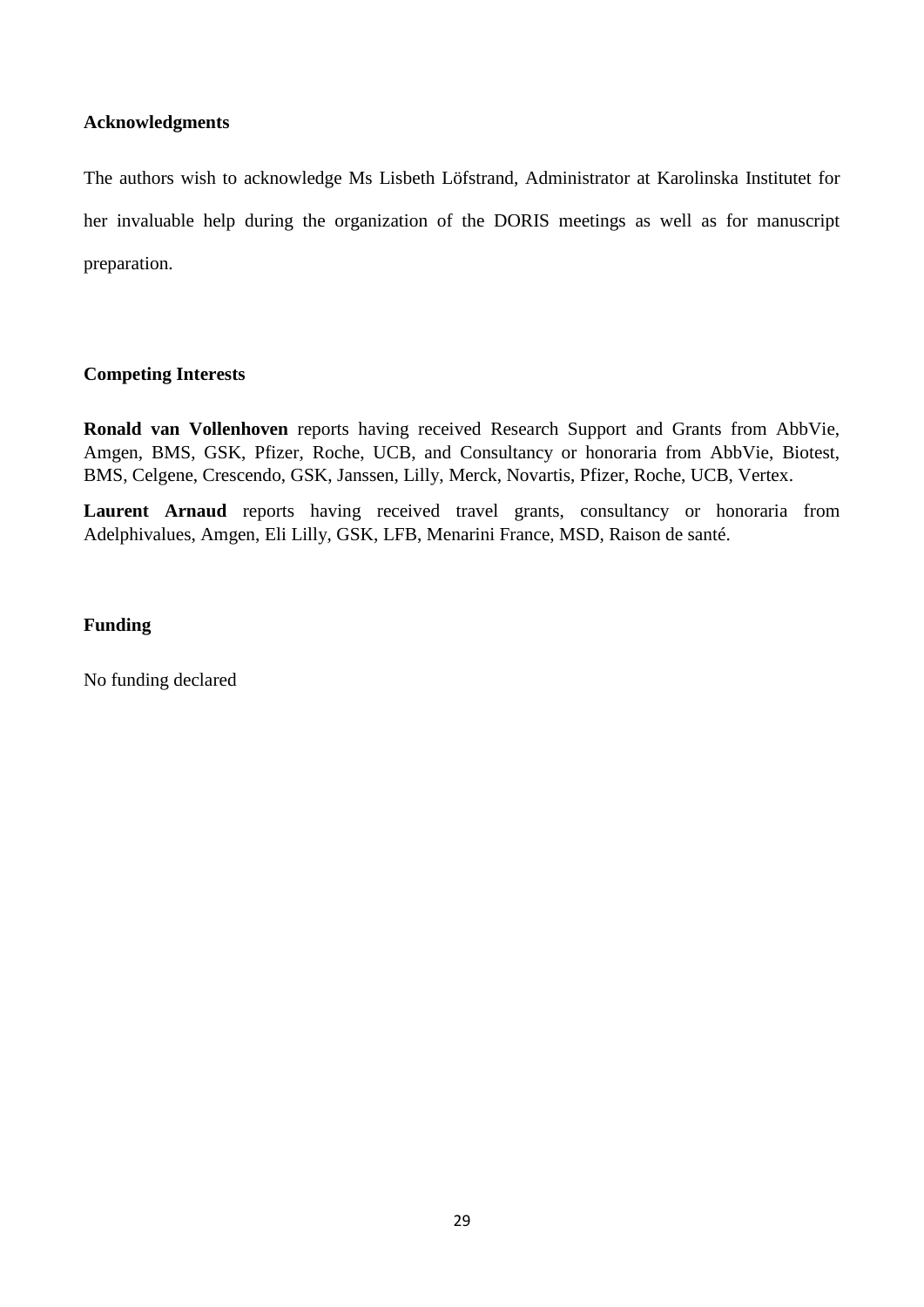## Acknowledgments

The authors wish to acknowledge Ms Lisbeth Löfstrand, Administrator at Karolinska Institutet for her invaluable help during the organization of the DORIS meetings as well as for manuscript preparation.

## Competing Interests

**Ronald van Vollenhoven** reports having received Research Support and Grants from AbbVie, Amgen, BMS, GSK, Pfizer, Roche, UCB, and Consultancy or honoraria from AbbVie, Biotest, BMS, Celgene, Crescendo, GSK, Janssen, Lilly, Merck, Novartis, Pfizer, Roche, UCB, Vertex.

**Laurent Arnaud** reports having received travel grants, consultancy or honoraria from Adelphivalues, Amgen, Eli Lilly, GSK, LFB, Menarini France, MSD, Raison de santé.

## Funding

No funding declared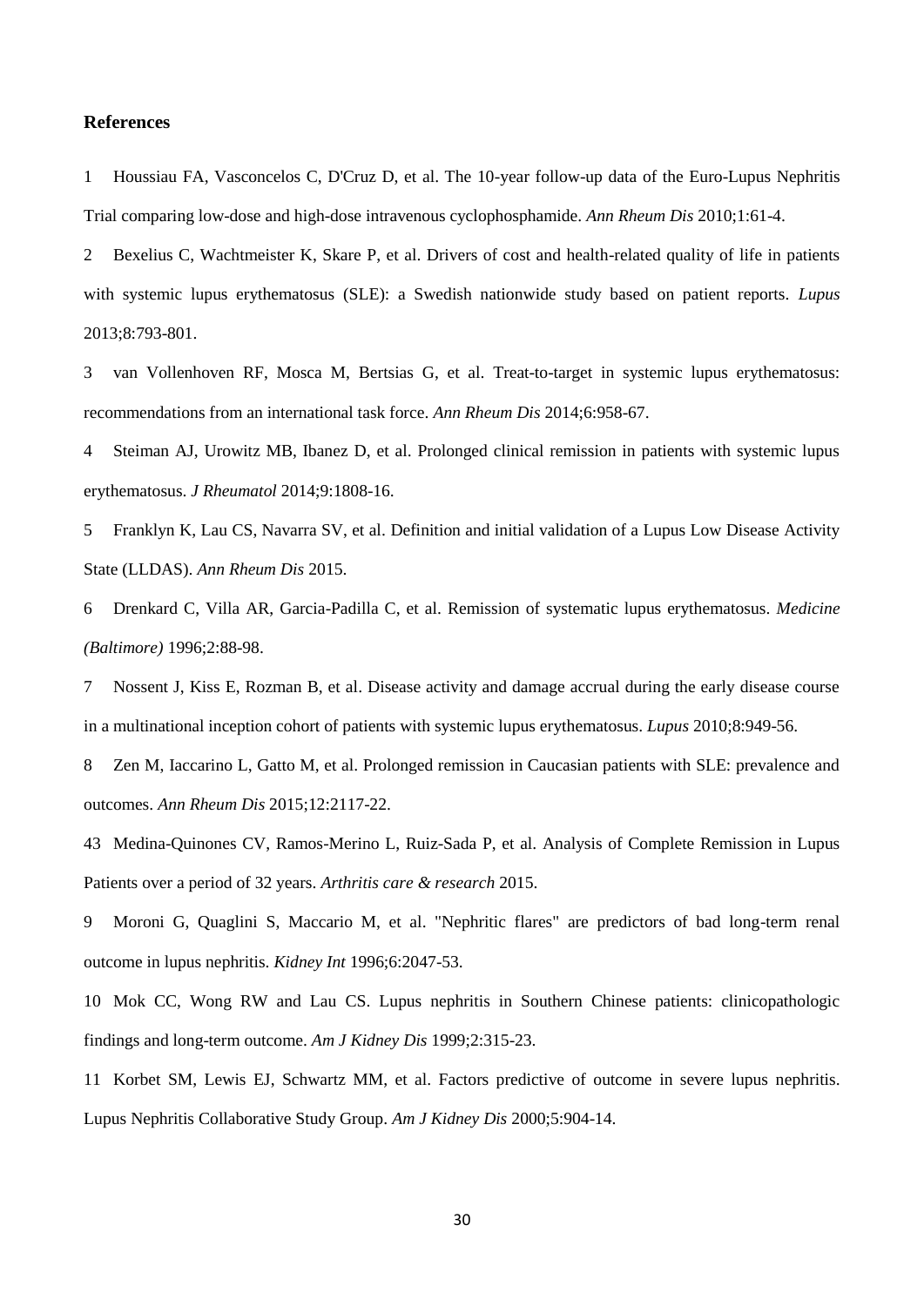## References

1 Houssiau FA, Vasconcelos C, D'Cruz D, et al. The 10-year follow-up data of the Euro-Lupus Nephritis Trial comparing low-dose and high-dose intravenous cyclophosphamide. *Ann Rheum Dis* 2010;1:61-4.

2 Bexelius C, Wachtmeister K, Skare P, et al. Drivers of cost and health-related quality of life in patients with systemic lupus erythematosus (SLE): a Swedish nationwide study based on patient reports. *Lupus* 2013;8:793-801.

3 van Vollenhoven RF, Mosca M, Bertsias G, et al. Treat-to-target in systemic lupus erythematosus: recommendations from an international task force. *Ann Rheum Dis* 2014;6:958-67.

4 Steiman AJ, Urowitz MB, Ibanez D, et al. Prolonged clinical remission in patients with systemic lupus erythematosus. *J Rheumatol* 2014;9:1808-16.

5 Franklyn K, Lau CS, Navarra SV, et al. Definition and initial validation of a Lupus Low Disease Activity State (LLDAS). *Ann Rheum Dis* 2015.

6 Drenkard C, Villa AR, Garcia-Padilla C, et al. Remission of systematic lupus erythematosus. *Medicine (Baltimore)* 1996;2:88-98.

7 Nossent J, Kiss E, Rozman B, et al. Disease activity and damage accrual during the early disease course in a multinational inception cohort of patients with systemic lupus erythematosus. *Lupus* 2010;8:949-56.

8 Zen M, Iaccarino L, Gatto M, et al. Prolonged remission in Caucasian patients with SLE: prevalence and outcomes. *Ann Rheum Dis* 2015;12:2117-22.

43 Medina-Quinones CV, Ramos-Merino L, Ruiz-Sada P, et al. Analysis of Complete Remission in Lupus Patients over a period of 32 years. *Arthritis care & research* 2015.

9 Moroni G, Quaglini S, Maccario M, et al. "Nephritic flares" are predictors of bad long-term renal outcome in lupus nephritis. *Kidney Int* 1996;6:2047-53.

10 Mok CC, Wong RW and Lau CS. Lupus nephritis in Southern Chinese patients: clinicopathologic findings and long-term outcome. *Am J Kidney Dis* 1999;2:315-23.

11 Korbet SM, Lewis EJ, Schwartz MM, et al. Factors predictive of outcome in severe lupus nephritis. Lupus Nephritis Collaborative Study Group. *Am J Kidney Dis* 2000;5:904-14.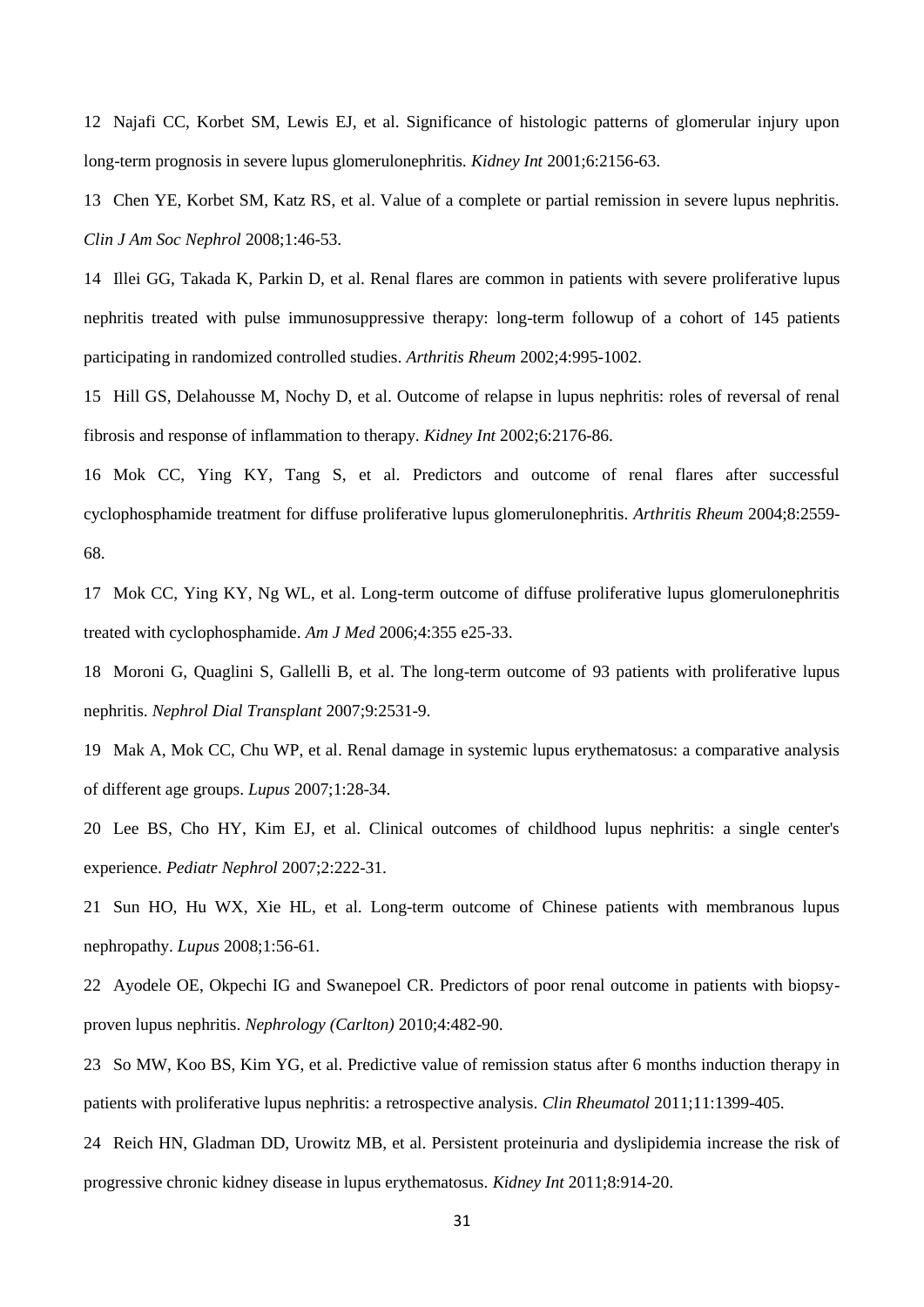12 Najafi CC, Korbet SM, Lewis EJ, et al. Significance of histologic patterns of glomerular injury upon long-term prognosis in severe lupus glomerulonephritis. *Kidney Int* 2001;6:2156-63.

13 Chen YE, Korbet SM, Katz RS, et al. Value of a complete or partial remission in severe lupus nephritis. *Clin J Am Soc Nephrol* 2008;1:46-53.

14 Illei GG, Takada K, Parkin D, et al. Renal flares are common in patients with severe proliferative lupus nephritis treated with pulse immunosuppressive therapy: long-term followup of a cohort of 145 patients participating in randomized controlled studies. *Arthritis Rheum* 2002;4:995-1002.

15 Hill GS, Delahousse M, Nochy D, et al. Outcome of relapse in lupus nephritis: roles of reversal of renal fibrosis and response of inflammation to therapy. *Kidney Int* 2002;6:2176-86.

16 Mok CC, Ying KY, Tang S, et al. Predictors and outcome of renal flares after successful cyclophosphamide treatment for diffuse proliferative lupus glomerulonephritis. *Arthritis Rheum* 2004;8:2559-68.

17 Mok CC, Ying KY, Ng WL, et al. Long-term outcome of diffuse proliferative lupus glomerulonephritis treated with cyclophosphamide. *Am J Med* 2006;4:355 e25-33.

18 Moroni G, Quaglini S, Gallelli B, et al. The long-term outcome of 93 patients with proliferative lupus nephritis. *Nephrol Dial Transplant* 2007;9:2531-9.

19 Mak A, Mok CC, Chu WP, et al. Renal damage in systemic lupus erythematosus: a comparative analysis of different age groups. *Lupus* 2007;1:28-34.

20 Lee BS, Cho HY, Kim EJ, et al. Clinical outcomes of childhood lupus nephritis: a single center's experience. *Pediatr Nephrol* 2007;2:222-31.

21 Sun HO, Hu WX, Xie HL, et al. Long-term outcome of Chinese patients with membranous lupus nephropathy. *Lupus* 2008;1:56-61.

22 Ayodele OE, Okpechi IG and Swanepoel CR. Predictors of poor renal outcome in patients with biopsy-proven lupus nephritis. *Nephrology (Carlton)* 2010;4:482-90.

23 So MW, Koo BS, Kim YG, et al. Predictive value of remission status after 6 months induction therapy in patients with proliferative lupus nephritis: a retrospective analysis. *Clin Rheumatol* 2011;11:1399-405.

24 Reich HN, Gladman DD, Urowitz MB, et al. Persistent proteinuria and dyslipidemia increase the risk of progressive chronic kidney disease in lupus erythematosus. *Kidney Int* 2011;8:914-20.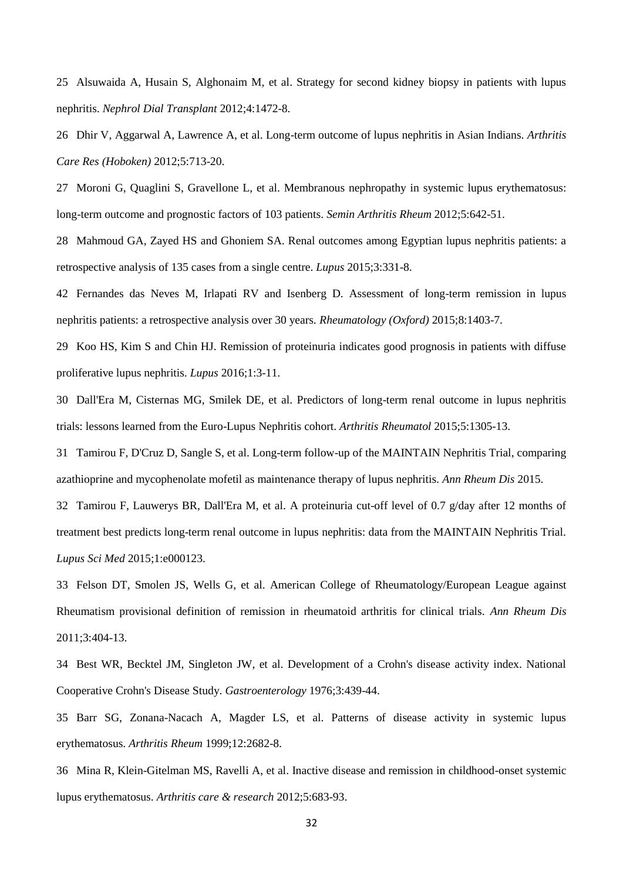25 Alsuwaida A, Husain S, Alghonaim M, et al. Strategy for second kidney biopsy in patients with lupus nephritis. *Nephrol Dial Transplant* 2012;4:1472-8.

26 Dhir V, Aggarwal A, Lawrence A, et al. Long-term outcome of lupus nephritis in Asian Indians. *Arthritis Care Res (Hoboken)* 2012;5:713-20.

27 Moroni G, Quaglini S, Gravellone L, et al. Membranous nephropathy in systemic lupus erythematosus: long-term outcome and prognostic factors of 103 patients. *Semin Arthritis Rheum* 2012;5:642-51.

28 Mahmoud GA, Zayed HS and Ghoniem SA. Renal outcomes among Egyptian lupus nephritis patients: a retrospective analysis of 135 cases from a single centre. *Lupus* 2015;3:331-8.

42 Fernandes das Neves M, Irlapati RV and Isenberg D. Assessment of long-term remission in lupus nephritis patients: a retrospective analysis over 30 years. *Rheumatology (Oxford)* 2015;8:1403-7.

29 Koo HS, Kim S and Chin HJ. Remission of proteinuria indicates good prognosis in patients with diffuse proliferative lupus nephritis. *Lupus* 2016;1:3-11.

30 Dall'Era M, Cisternas MG, Smilek DE, et al. Predictors of long-term renal outcome in lupus nephritis trials: lessons learned from the Euro-Lupus Nephritis cohort. *Arthritis Rheumatol* 2015;5:1305-13.

31 Tamirou F, D'Cruz D, Sangle S, et al. Long-term follow-up of the MAINTAIN Nephritis Trial, comparing azathioprine and mycophenolate mofetil as maintenance therapy of lupus nephritis. *Ann Rheum Dis* 2015.

32 Tamirou F, Lauwerys BR, Dall'Era M, et al. A proteinuria cut-off level of 0.7 g/day after 12 months of treatment best predicts long-term renal outcome in lupus nephritis: data from the MAINTAIN Nephritis Trial. *Lupus Sci Med* 2015;1:e000123.

33 Felson DT, Smolen JS, Wells G, et al. American College of Rheumatology/European League against Rheumatism provisional definition of remission in rheumatoid arthritis for clinical trials. *Ann Rheum Dis* 2011;3:404-13.

34 Best WR, Becktel JM, Singleton JW, et al. Development of a Crohn's disease activity index. National Cooperative Crohn's Disease Study. *Gastroenterology* 1976;3:439-44.

35 Barr SG, Zonana-Nacach A, Magder LS, et al. Patterns of disease activity in systemic lupus erythematosus. *Arthritis Rheum* 1999;12:2682-8.

36 Mina R, Klein-Gitelman MS, Ravelli A, et al. Inactive disease and remission in childhood-onset systemic lupus erythematosus. *Arthritis care & research* 2012;5:683-93.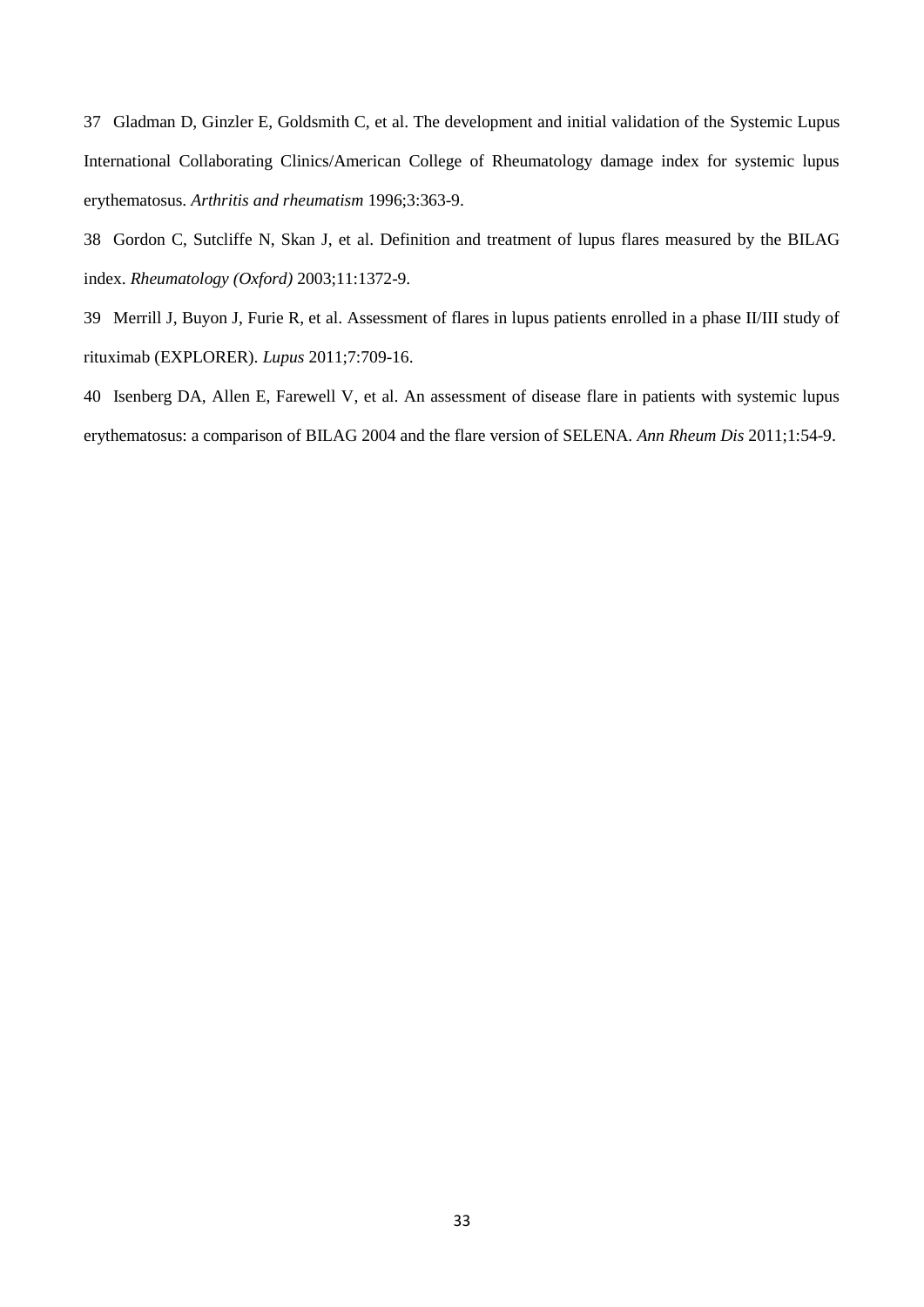37 Gladman D, Ginzler E, Goldsmith C, et al. The development and initial validation of the Systemic Lupus International Collaborating Clinics/American College of Rheumatology damage index for systemic lupus erythematosus. *Arthritis and rheumatism* 1996;3:363-9.

38 Gordon C, Sutcliffe N, Skan J, et al. Definition and treatment of lupus flares measured by the BILAG index. *Rheumatology (Oxford)* 2003;11:1372-9.

39 Merrill J, Buyon J, Furie R, et al. Assessment of flares in lupus patients enrolled in a phase II/III study of rituximab (EXPLORER). *Lupus* 2011;7:709-16.

40 Isenberg DA, Allen E, Farewell V, et al. An assessment of disease flare in patients with systemic lupus erythematosus: a comparison of BILAG 2004 and the flare version of SELENA. *Ann Rheum Dis* 2011;1:54-9.